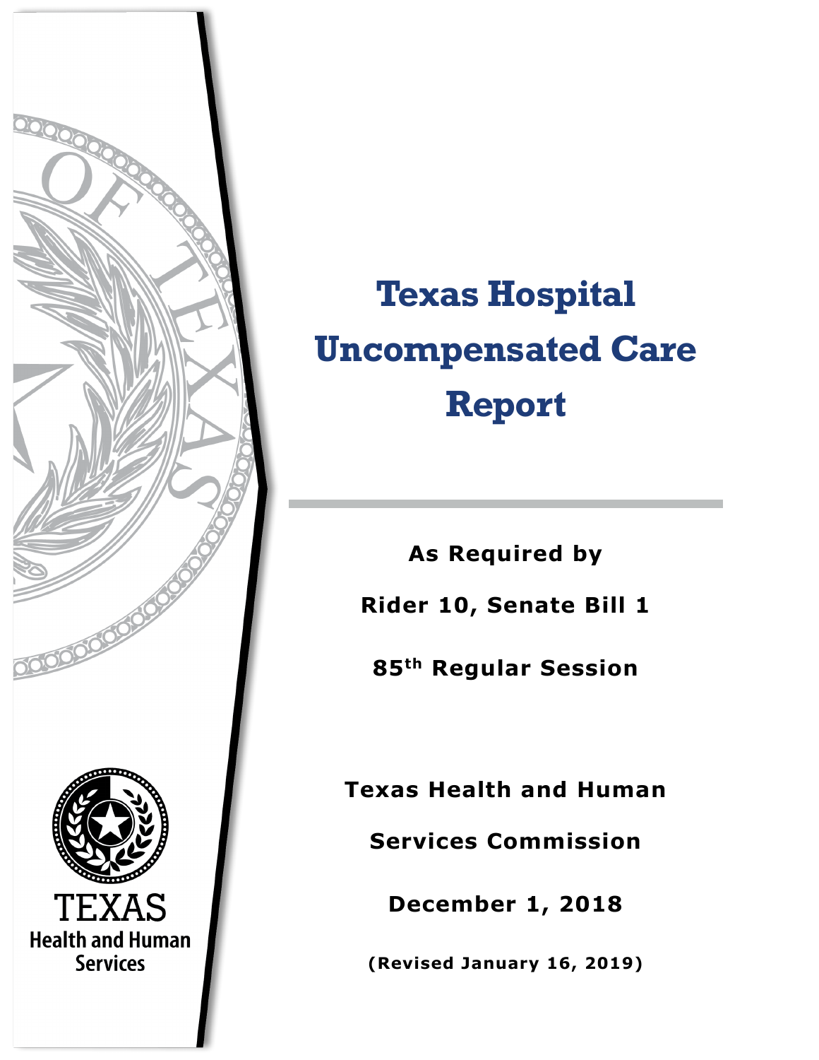# Texas Hospital Uncompensated Care Report

**As Required by**

**Rider 10, Senate Bill 1**

**85th Regular Session**

**Texas Health and Human Services Commission**

**December 1, 2018**

**(Revised January 16, 2019)**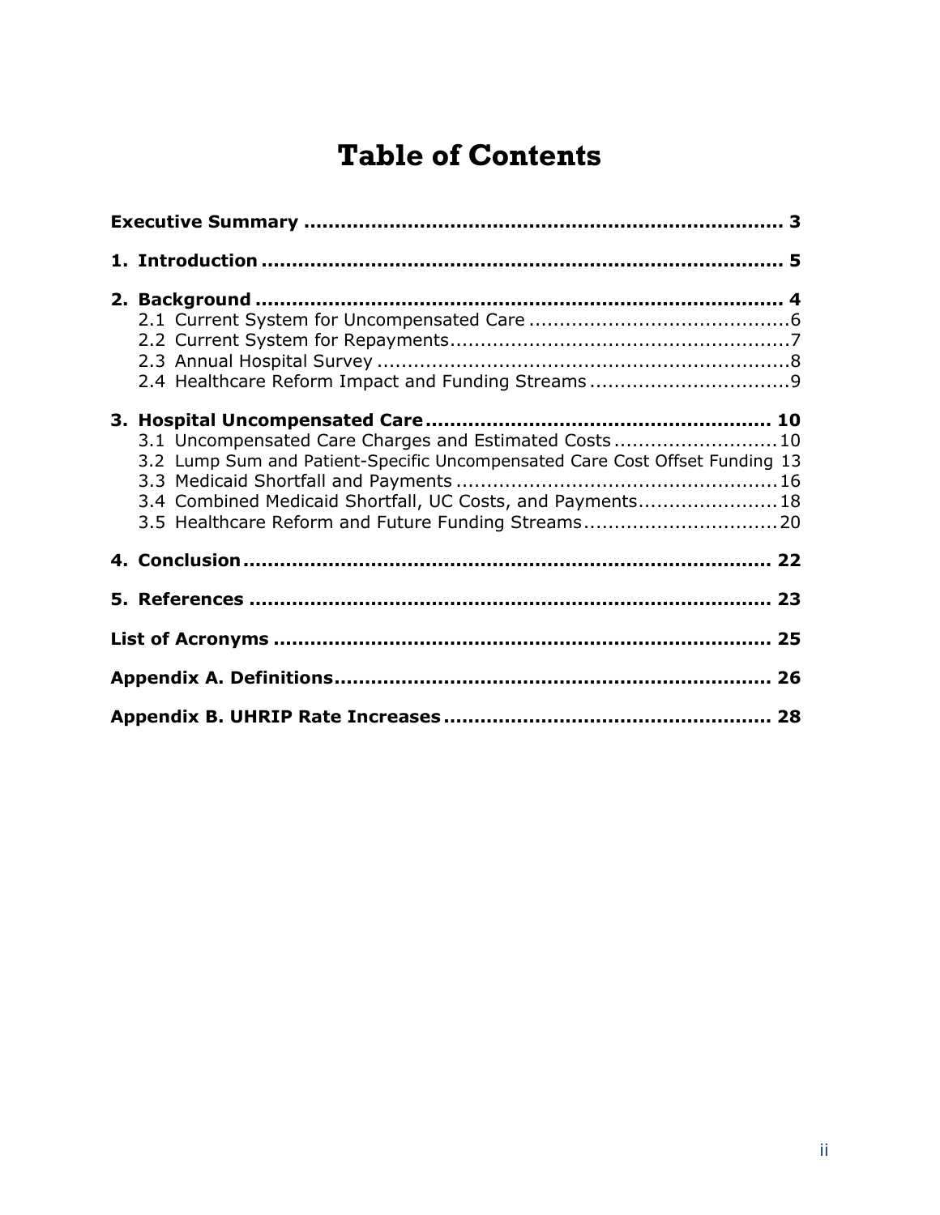# Table of Contents

**Executive Summary** ............................................................................. **3**

**1. Introduction** ..................................................................................... **5**

**2. Background** ...................................................................................... **4**
- 2.1 Current System for Uncompensated Care ............................................6
- 2.2 Current System for Repayments..........................................................7
- 2.3 Annual Hospital Survey .......................................................................8
- 2.4 Healthcare Reform Impact and Funding Streams ..................................9

**3. Hospital Uncompensated Care** ........................................................ **10**
- 3.1 Uncompensated Care Charges and Estimated Costs ...........................10
- 3.2 Lump Sum and Patient-Specific Uncompensated Care Cost Offset Funding 13
- 3.3 Medicaid Shortfall and Payments .......................................................16
- 3.4 Combined Medicaid Shortfall, UC Costs, and Payments.......................18
- 3.5 Healthcare Reform and Future Funding Streams.................................20

**4. Conclusion** ...................................................................................... **22**

**5. References** ..................................................................................... **23**

**List of Acronyms** ................................................................................. **25**

**Appendix A. Definitions**....................................................................... **26**

**Appendix B. UHRIP Rate Increases** ..................................................... **28**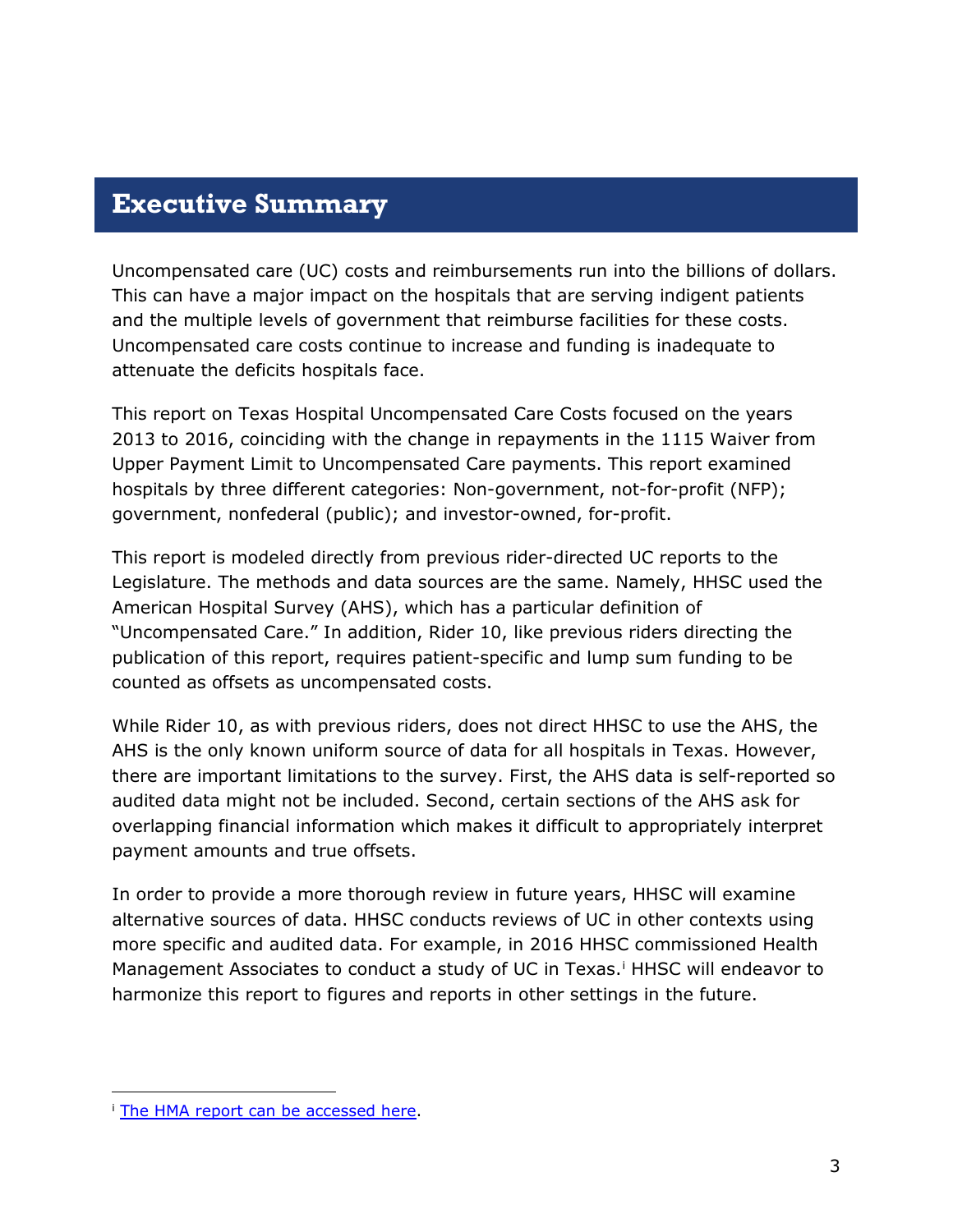# Executive Summary

Uncompensated care (UC) costs and reimbursements run into the billions of dollars. This can have a major impact on the hospitals that are serving indigent patients and the multiple levels of government that reimburse facilities for these costs. Uncompensated care costs continue to increase and funding is inadequate to attenuate the deficits hospitals face.

This report on Texas Hospital Uncompensated Care Costs focused on the years 2013 to 2016, coinciding with the change in repayments in the 1115 Waiver from Upper Payment Limit to Uncompensated Care payments. This report examined hospitals by three different categories: Non-government, not-for-profit (NFP); government, nonfederal (public); and investor-owned, for-profit.

This report is modeled directly from previous rider-directed UC reports to the Legislature. The methods and data sources are the same. Namely, HHSC used the American Hospital Survey (AHS), which has a particular definition of "Uncompensated Care." In addition, Rider 10, like previous riders directing the publication of this report, requires patient-specific and lump sum funding to be counted as offsets as uncompensated costs.

While Rider 10, as with previous riders, does not direct HHSC to use the AHS, the AHS is the only known uniform source of data for all hospitals in Texas. However, there are important limitations to the survey. First, the AHS data is self-reported so audited data might not be included. Second, certain sections of the AHS ask for overlapping financial information which makes it difficult to appropriately interpret payment amounts and true offsets.

In order to provide a more thorough review in future years, HHSC will examine alternative sources of data. HHSC conducts reviews of UC in other contexts using more specific and audited data. For example, in 2016 HHSC commissioned Health Management Associates to conduct a study of UC in Texas.[i] HHSC will endeavor to harmonize this report to figures and reports in other settings in the future.

---

[i] The HMA report can be accessed here.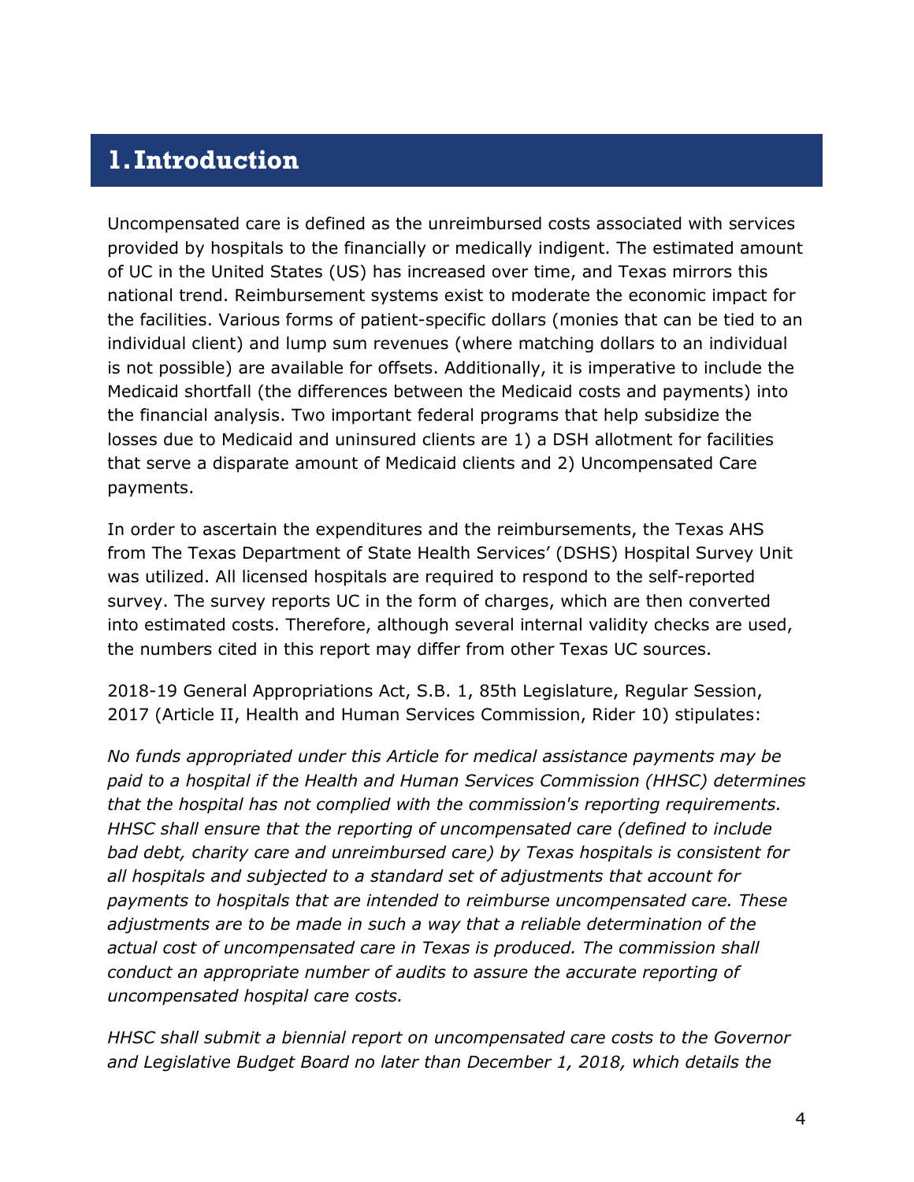# 1. Introduction

Uncompensated care is defined as the unreimbursed costs associated with services provided by hospitals to the financially or medically indigent. The estimated amount of UC in the United States (US) has increased over time, and Texas mirrors this national trend. Reimbursement systems exist to moderate the economic impact for the facilities. Various forms of patient-specific dollars (monies that can be tied to an individual client) and lump sum revenues (where matching dollars to an individual is not possible) are available for offsets. Additionally, it is imperative to include the Medicaid shortfall (the differences between the Medicaid costs and payments) into the financial analysis. Two important federal programs that help subsidize the losses due to Medicaid and uninsured clients are 1) a DSH allotment for facilities that serve a disparate amount of Medicaid clients and 2) Uncompensated Care payments.

In order to ascertain the expenditures and the reimbursements, the Texas AHS from The Texas Department of State Health Services' (DSHS) Hospital Survey Unit was utilized. All licensed hospitals are required to respond to the self-reported survey. The survey reports UC in the form of charges, which are then converted into estimated costs. Therefore, although several internal validity checks are used, the numbers cited in this report may differ from other Texas UC sources.

2018-19 General Appropriations Act, S.B. 1, 85th Legislature, Regular Session, 2017 (Article II, Health and Human Services Commission, Rider 10) stipulates:

*No funds appropriated under this Article for medical assistance payments may be paid to a hospital if the Health and Human Services Commission (HHSC) determines that the hospital has not complied with the commission's reporting requirements. HHSC shall ensure that the reporting of uncompensated care (defined to include bad debt, charity care and unreimbursed care) by Texas hospitals is consistent for all hospitals and subjected to a standard set of adjustments that account for payments to hospitals that are intended to reimburse uncompensated care. These adjustments are to be made in such a way that a reliable determination of the actual cost of uncompensated care in Texas is produced. The commission shall conduct an appropriate number of audits to assure the accurate reporting of uncompensated hospital care costs.*

*HHSC shall submit a biennial report on uncompensated care costs to the Governor and Legislative Budget Board no later than December 1, 2018, which details the*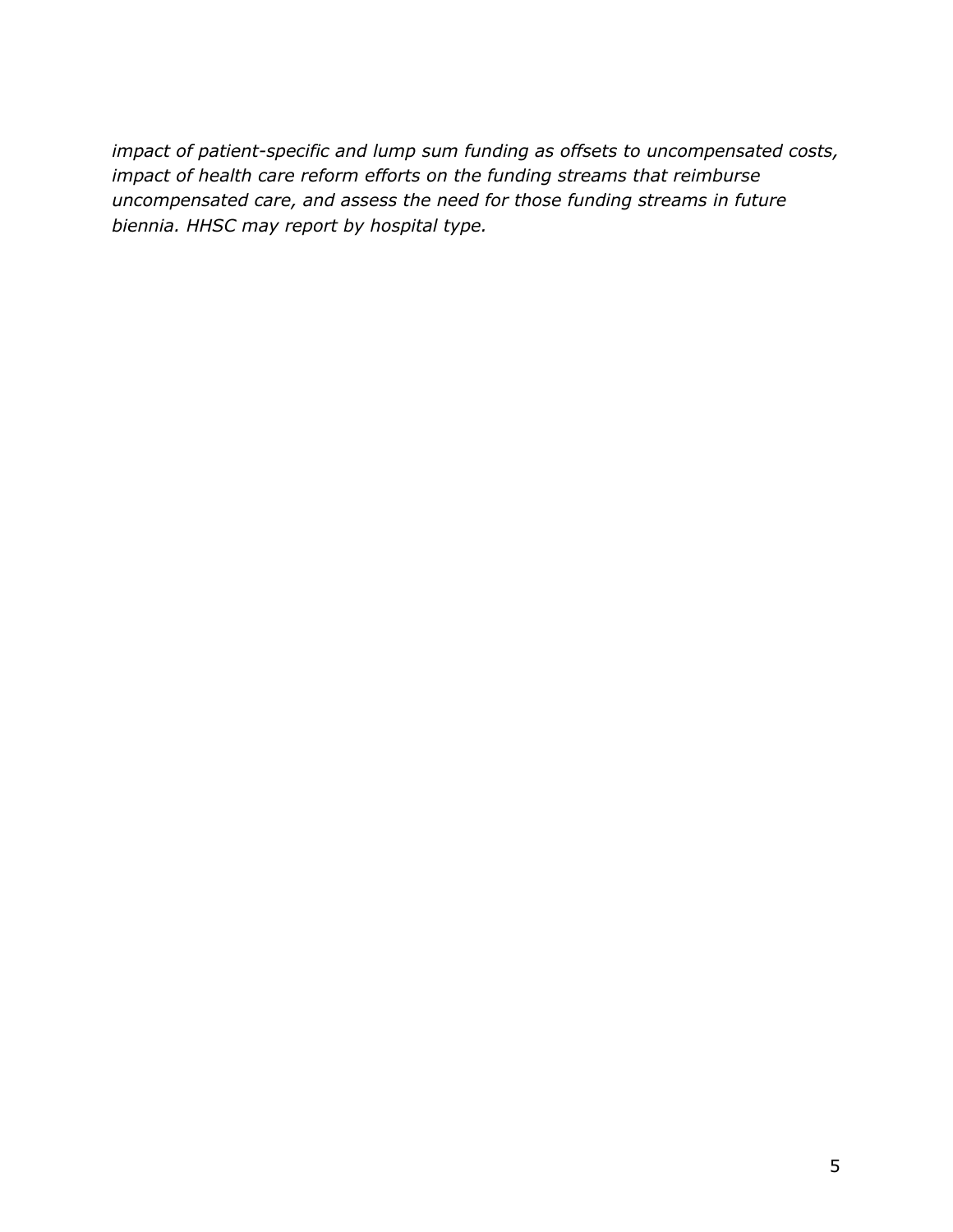*impact of patient-specific and lump sum funding as offsets to uncompensated costs, impact of health care reform efforts on the funding streams that reimburse uncompensated care, and assess the need for those funding streams in future biennia. HHSC may report by hospital type.*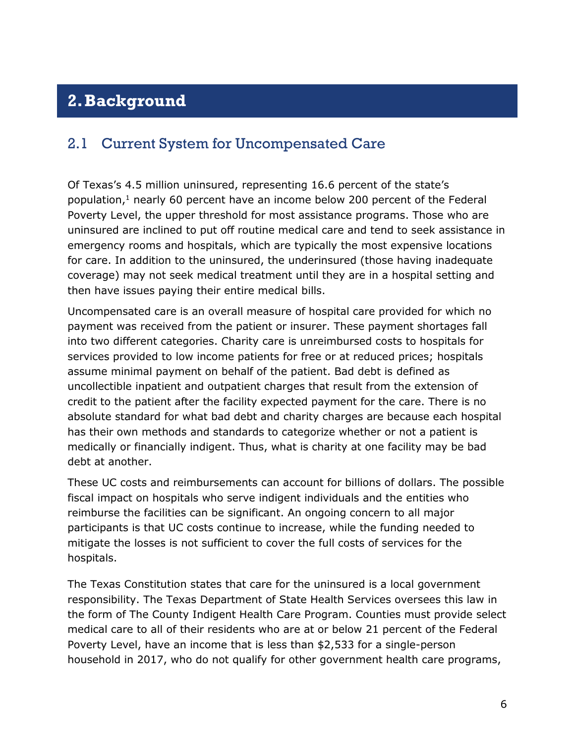# 2. Background

## 2.1 Current System for Uncompensated Care

Of Texas's 4.5 million uninsured, representing 16.6 percent of the state's population,[1] nearly 60 percent have an income below 200 percent of the Federal Poverty Level, the upper threshold for most assistance programs. Those who are uninsured are inclined to put off routine medical care and tend to seek assistance in emergency rooms and hospitals, which are typically the most expensive locations for care. In addition to the uninsured, the underinsured (those having inadequate coverage) may not seek medical treatment until they are in a hospital setting and then have issues paying their entire medical bills.

Uncompensated care is an overall measure of hospital care provided for which no payment was received from the patient or insurer. These payment shortages fall into two different categories. Charity care is unreimbursed costs to hospitals for services provided to low income patients for free or at reduced prices; hospitals assume minimal payment on behalf of the patient. Bad debt is defined as uncollectible inpatient and outpatient charges that result from the extension of credit to the patient after the facility expected payment for the care. There is no absolute standard for what bad debt and charity charges are because each hospital has their own methods and standards to categorize whether or not a patient is medically or financially indigent. Thus, what is charity at one facility may be bad debt at another.

These UC costs and reimbursements can account for billions of dollars. The possible fiscal impact on hospitals who serve indigent individuals and the entities who reimburse the facilities can be significant. An ongoing concern to all major participants is that UC costs continue to increase, while the funding needed to mitigate the losses is not sufficient to cover the full costs of services for the hospitals.

The Texas Constitution states that care for the uninsured is a local government responsibility. The Texas Department of State Health Services oversees this law in the form of The County Indigent Health Care Program. Counties must provide select medical care to all of their residents who are at or below 21 percent of the Federal Poverty Level, have an income that is less than $2,533 for a single-person household in 2017, who do not qualify for other government health care programs,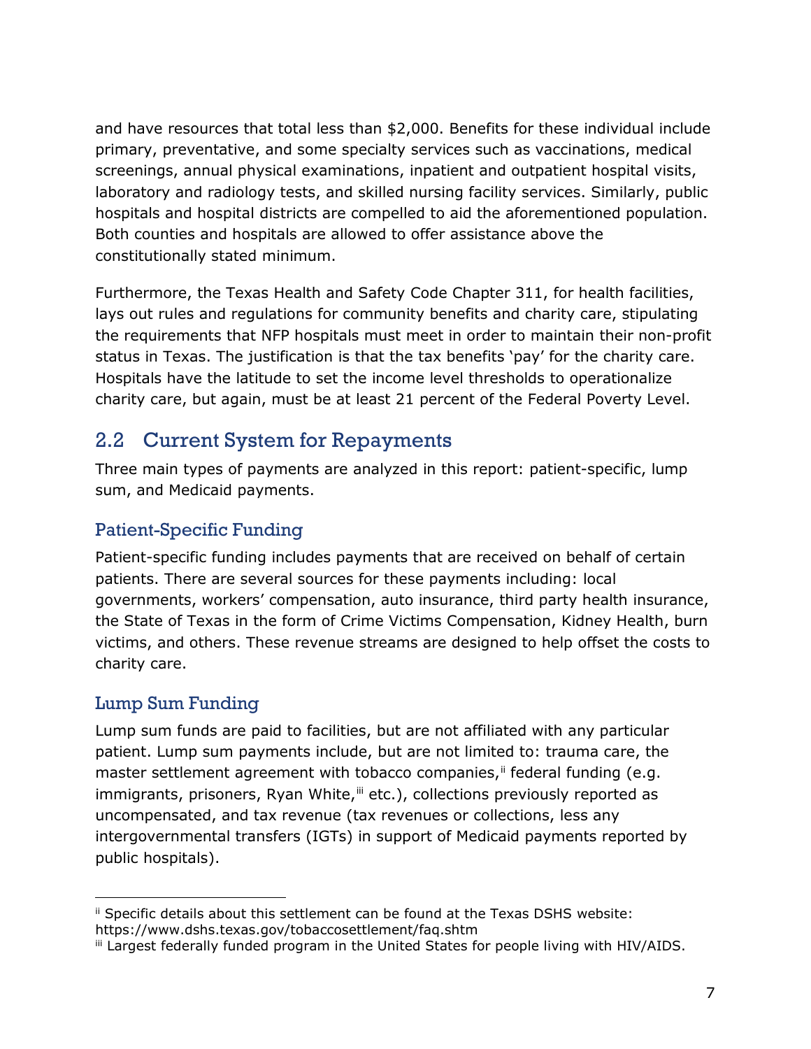and have resources that total less than $2,000. Benefits for these individual include primary, preventative, and some specialty services such as vaccinations, medical screenings, annual physical examinations, inpatient and outpatient hospital visits, laboratory and radiology tests, and skilled nursing facility services. Similarly, public hospitals and hospital districts are compelled to aid the aforementioned population. Both counties and hospitals are allowed to offer assistance above the constitutionally stated minimum.

Furthermore, the Texas Health and Safety Code Chapter 311, for health facilities, lays out rules and regulations for community benefits and charity care, stipulating the requirements that NFP hospitals must meet in order to maintain their non-profit status in Texas. The justification is that the tax benefits 'pay' for the charity care. Hospitals have the latitude to set the income level thresholds to operationalize charity care, but again, must be at least 21 percent of the Federal Poverty Level.

## 2.2 Current System for Repayments

Three main types of payments are analyzed in this report: patient-specific, lump sum, and Medicaid payments.

### Patient-Specific Funding

Patient-specific funding includes payments that are received on behalf of certain patients. There are several sources for these payments including: local governments, workers' compensation, auto insurance, third party health insurance, the State of Texas in the form of Crime Victims Compensation, Kidney Health, burn victims, and others. These revenue streams are designed to help offset the costs to charity care.

### Lump Sum Funding

Lump sum funds are paid to facilities, but are not affiliated with any particular patient. Lump sum payments include, but are not limited to: trauma care, the master settlement agreement with tobacco companies,[ii] federal funding (e.g. immigrants, prisoners, Ryan White,[iii] etc.), collections previously reported as uncompensated, and tax revenue (tax revenues or collections, less any intergovernmental transfers (IGTs) in support of Medicaid payments reported by public hospitals).

---

[ii] Specific details about this settlement can be found at the Texas DSHS website: https://www.dshs.texas.gov/tobaccosettlement/faq.shtm

[iii] Largest federally funded program in the United States for people living with HIV/AIDS.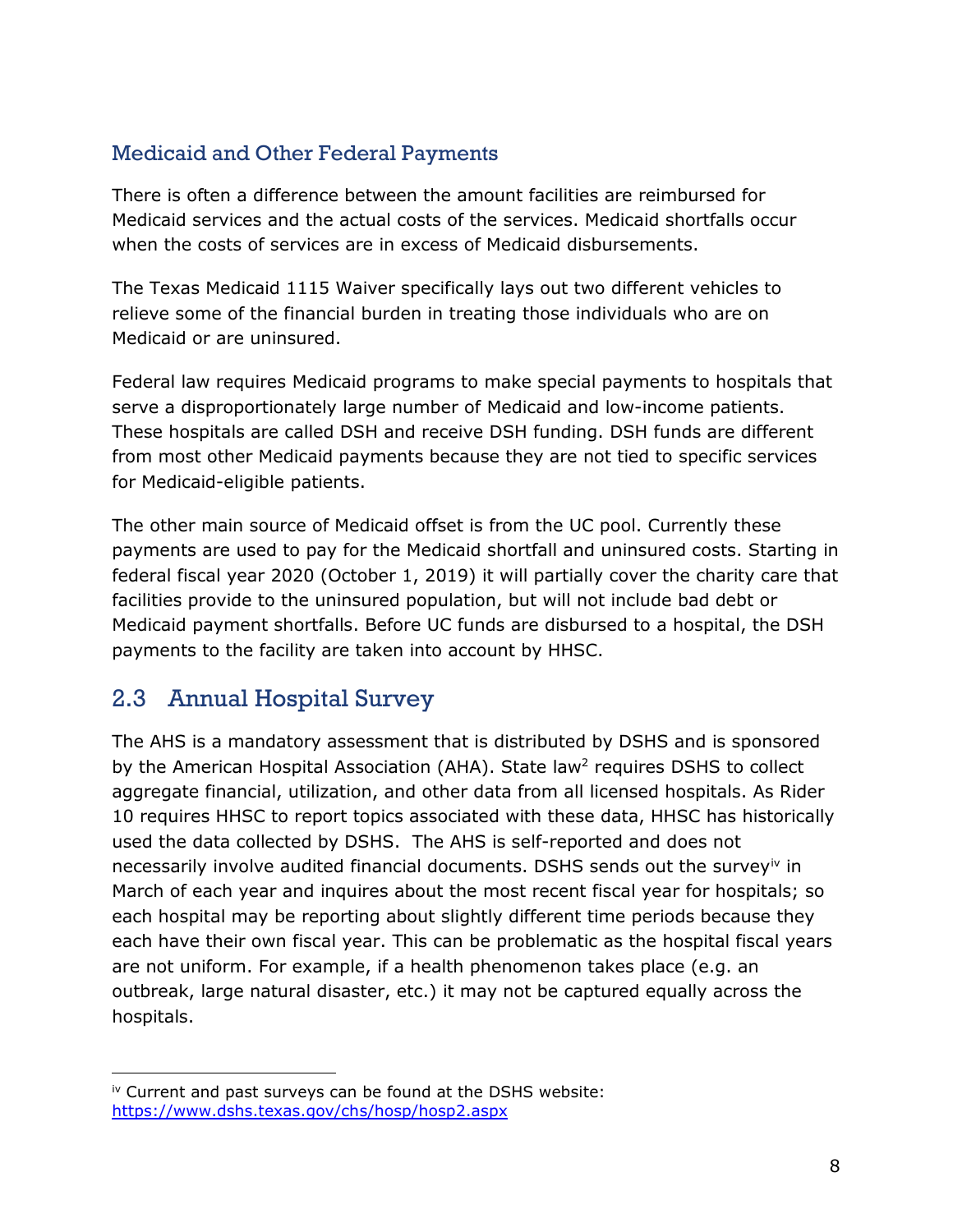### Medicaid and Other Federal Payments

There is often a difference between the amount facilities are reimbursed for Medicaid services and the actual costs of the services. Medicaid shortfalls occur when the costs of services are in excess of Medicaid disbursements.

The Texas Medicaid 1115 Waiver specifically lays out two different vehicles to relieve some of the financial burden in treating those individuals who are on Medicaid or are uninsured.

Federal law requires Medicaid programs to make special payments to hospitals that serve a disproportionately large number of Medicaid and low-income patients. These hospitals are called DSH and receive DSH funding. DSH funds are different from most other Medicaid payments because they are not tied to specific services for Medicaid-eligible patients.

The other main source of Medicaid offset is from the UC pool. Currently these payments are used to pay for the Medicaid shortfall and uninsured costs. Starting in federal fiscal year 2020 (October 1, 2019) it will partially cover the charity care that facilities provide to the uninsured population, but will not include bad debt or Medicaid payment shortfalls. Before UC funds are disbursed to a hospital, the DSH payments to the facility are taken into account by HHSC.

## 2.3 Annual Hospital Survey

The AHS is a mandatory assessment that is distributed by DSHS and is sponsored by the American Hospital Association (AHA). State law[2] requires DSHS to collect aggregate financial, utilization, and other data from all licensed hospitals. As Rider 10 requires HHSC to report topics associated with these data, HHSC has historically used the data collected by DSHS. The AHS is self-reported and does not necessarily involve audited financial documents. DSHS sends out the survey[iv] in March of each year and inquires about the most recent fiscal year for hospitals; so each hospital may be reporting about slightly different time periods because they each have their own fiscal year. This can be problematic as the hospital fiscal years are not uniform. For example, if a health phenomenon takes place (e.g. an outbreak, large natural disaster, etc.) it may not be captured equally across the hospitals.

---

[iv] Current and past surveys can be found at the DSHS website: https://www.dshs.texas.gov/chs/hosp/hosp2.aspx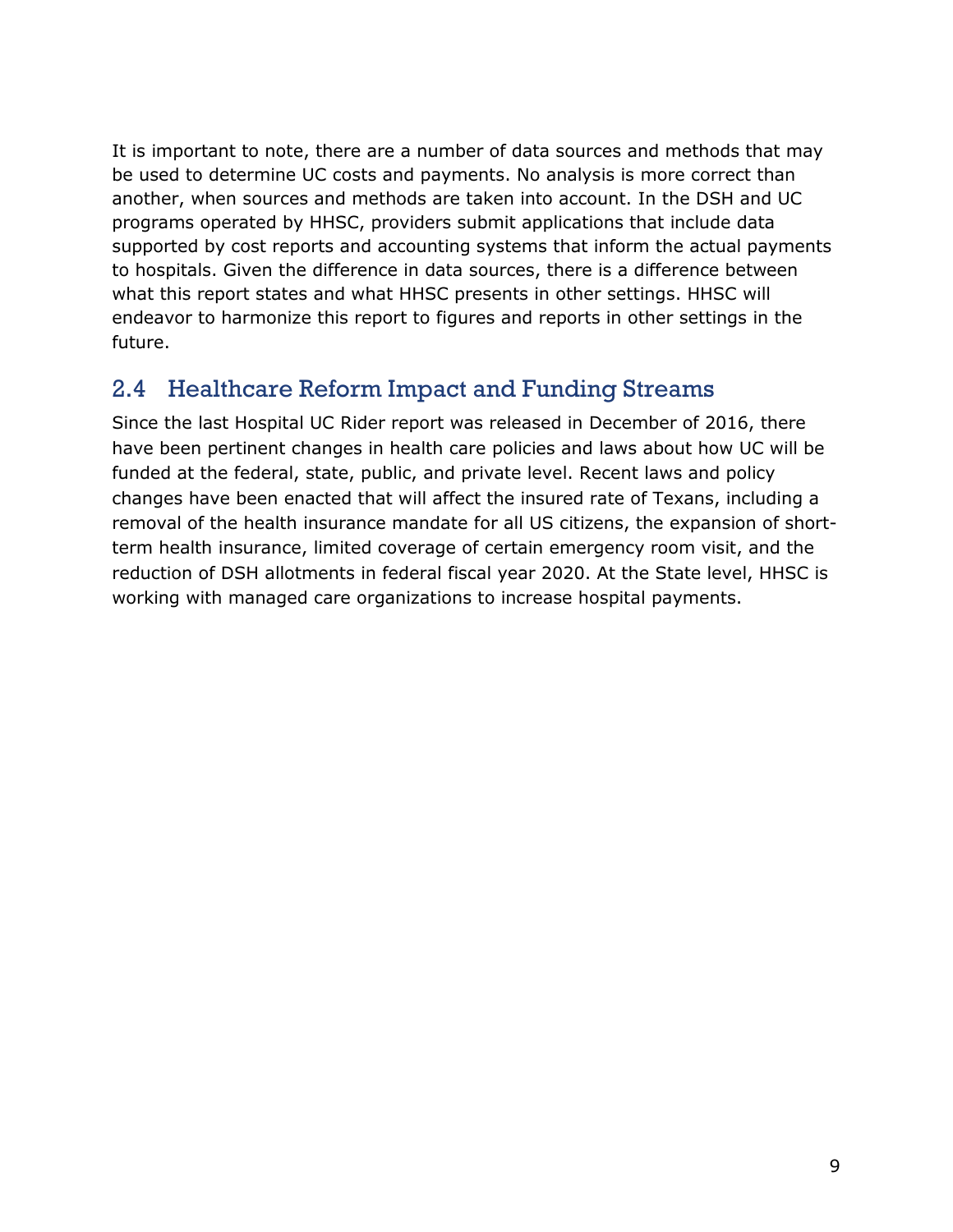It is important to note, there are a number of data sources and methods that may be used to determine UC costs and payments. No analysis is more correct than another, when sources and methods are taken into account. In the DSH and UC programs operated by HHSC, providers submit applications that include data supported by cost reports and accounting systems that inform the actual payments to hospitals. Given the difference in data sources, there is a difference between what this report states and what HHSC presents in other settings. HHSC will endeavor to harmonize this report to figures and reports in other settings in the future.

## 2.4 Healthcare Reform Impact and Funding Streams

Since the last Hospital UC Rider report was released in December of 2016, there have been pertinent changes in health care policies and laws about how UC will be funded at the federal, state, public, and private level. Recent laws and policy changes have been enacted that will affect the insured rate of Texans, including a removal of the health insurance mandate for all US citizens, the expansion of short-term health insurance, limited coverage of certain emergency room visit, and the reduction of DSH allotments in federal fiscal year 2020. At the State level, HHSC is working with managed care organizations to increase hospital payments.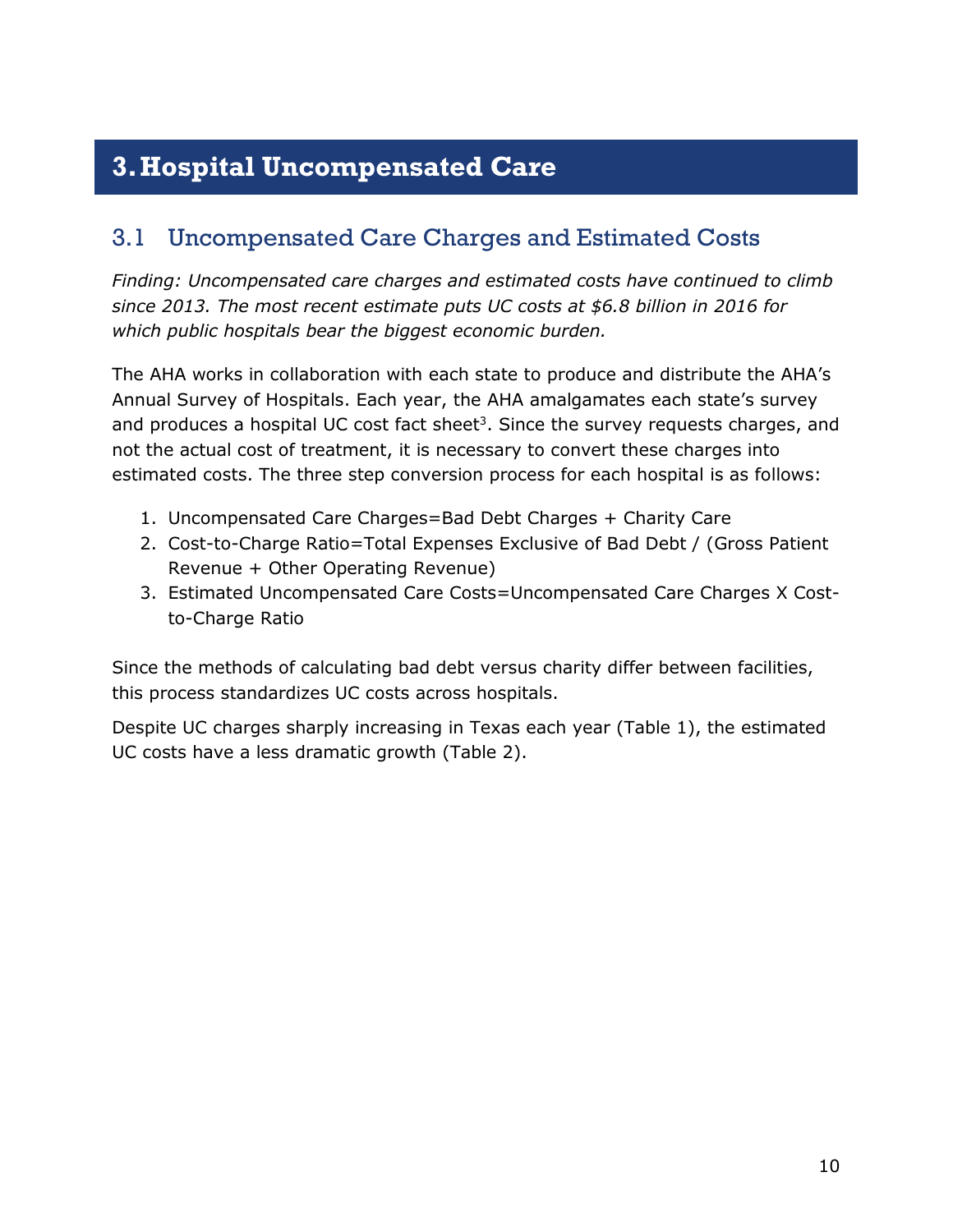# 3. Hospital Uncompensated Care

## 3.1 Uncompensated Care Charges and Estimated Costs

*Finding: Uncompensated care charges and estimated costs have continued to climb since 2013. The most recent estimate puts UC costs at $6.8 billion in 2016 for which public hospitals bear the biggest economic burden.*

The AHA works in collaboration with each state to produce and distribute the AHA's Annual Survey of Hospitals. Each year, the AHA amalgamates each state's survey and produces a hospital UC cost fact sheet[3]. Since the survey requests charges, and not the actual cost of treatment, it is necessary to convert these charges into estimated costs. The three step conversion process for each hospital is as follows:

1. Uncompensated Care Charges=Bad Debt Charges + Charity Care
2. Cost-to-Charge Ratio=Total Expenses Exclusive of Bad Debt / (Gross Patient Revenue + Other Operating Revenue)
3. Estimated Uncompensated Care Costs=Uncompensated Care Charges X Cost-to-Charge Ratio

Since the methods of calculating bad debt versus charity differ between facilities, this process standardizes UC costs across hospitals.

Despite UC charges sharply increasing in Texas each year (Table 1), the estimated UC costs have a less dramatic growth (Table 2).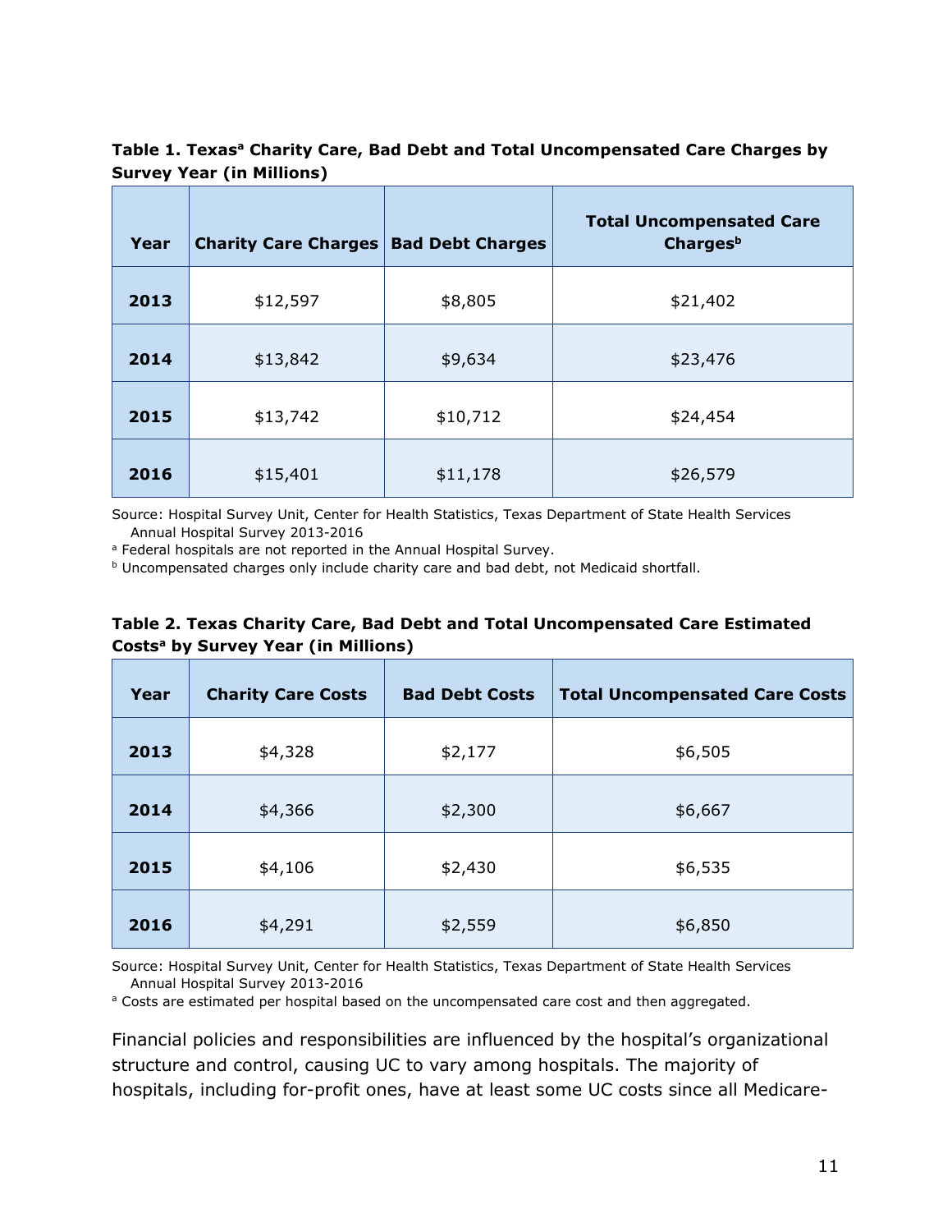**Table 1. Texas[a] Charity Care, Bad Debt and Total Uncompensated Care Charges by Survey Year (in Millions)**

| Year | Charity Care Charges | Bad Debt Charges | Total Uncompensated Care Charges[b] |
|---|---|---|---|
| **2013** | $12,597 | $8,805 | $21,402 |
| **2014** | $13,842 | $9,634 | $23,476 |
| **2015** | $13,742 | $10,712 | $24,454 |
| **2016** | $15,401 | $11,178 | $26,579 |

Source: Hospital Survey Unit, Center for Health Statistics, Texas Department of State Health Services Annual Hospital Survey 2013-2016

[a] Federal hospitals are not reported in the Annual Hospital Survey.

[b] Uncompensated charges only include charity care and bad debt, not Medicaid shortfall.

**Table 2. Texas Charity Care, Bad Debt and Total Uncompensated Care Estimated Costs[a] by Survey Year (in Millions)**

| Year | Charity Care Costs | Bad Debt Costs | Total Uncompensated Care Costs |
|---|---|---|---|
| **2013** | $4,328 | $2,177 | $6,505 |
| **2014** | $4,366 | $2,300 | $6,667 |
| **2015** | $4,106 | $2,430 | $6,535 |
| **2016** | $4,291 | $2,559 | $6,850 |

Source: Hospital Survey Unit, Center for Health Statistics, Texas Department of State Health Services Annual Hospital Survey 2013-2016

[a] Costs are estimated per hospital based on the uncompensated care cost and then aggregated.

Financial policies and responsibilities are influenced by the hospital's organizational structure and control, causing UC to vary among hospitals. The majority of hospitals, including for-profit ones, have at least some UC costs since all Medicare-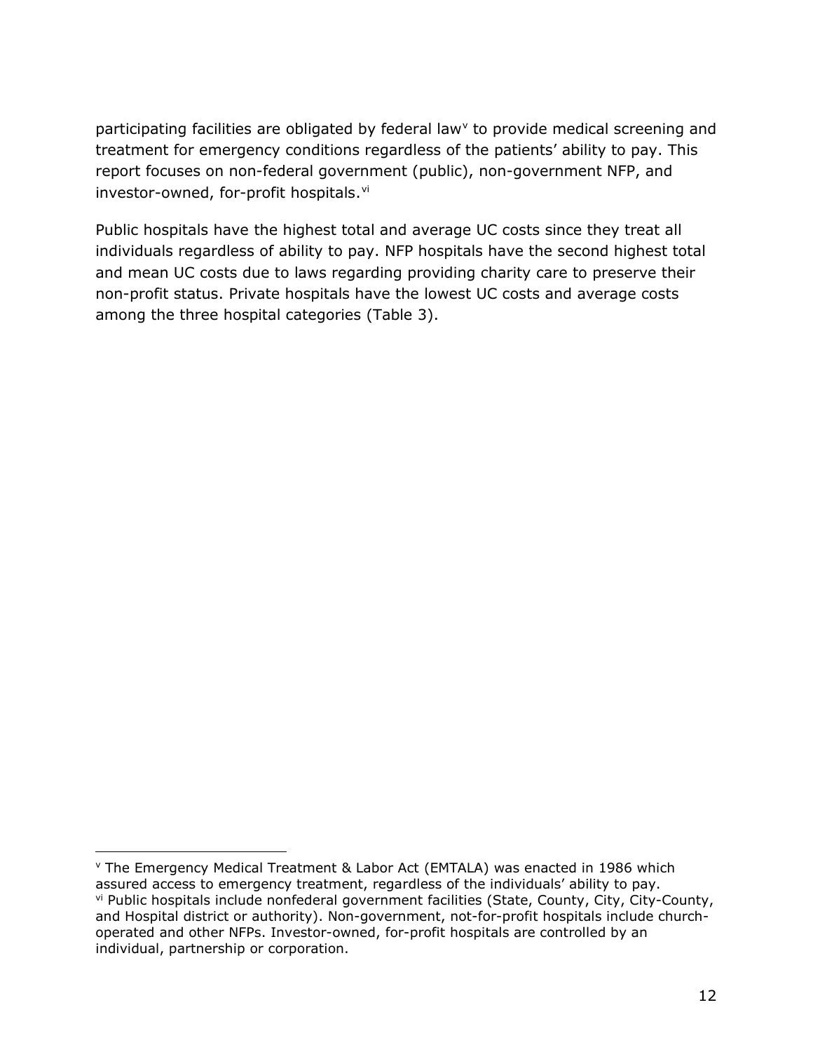participating facilities are obligated by federal law[v] to provide medical screening and treatment for emergency conditions regardless of the patients' ability to pay. This report focuses on non-federal government (public), non-government NFP, and investor-owned, for-profit hospitals.[vi]

Public hospitals have the highest total and average UC costs since they treat all individuals regardless of ability to pay. NFP hospitals have the second highest total and mean UC costs due to laws regarding providing charity care to preserve their non-profit status. Private hospitals have the lowest UC costs and average costs among the three hospital categories (Table 3).

---

[v] The Emergency Medical Treatment & Labor Act (EMTALA) was enacted in 1986 which assured access to emergency treatment, regardless of the individuals' ability to pay.

[vi] Public hospitals include nonfederal government facilities (State, County, City, City-County, and Hospital district or authority). Non-government, not-for-profit hospitals include church-operated and other NFPs. Investor-owned, for-profit hospitals are controlled by an individual, partnership or corporation.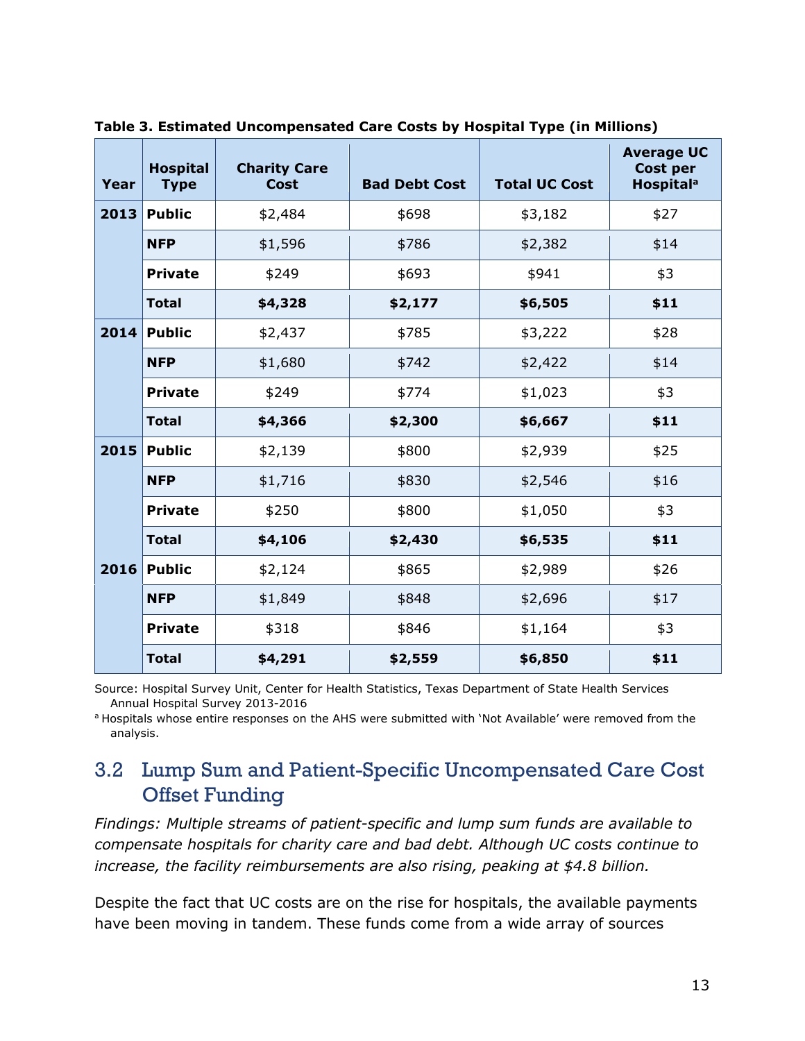**Table 3. Estimated Uncompensated Care Costs by Hospital Type (in Millions)**

| Year | Hospital Type | Charity Care Cost | Bad Debt Cost | Total UC Cost | Average UC Cost per Hospital[a] |
|---|---|---|---|---|---|
| 2013 | Public | $2,484 | $698 | $3,182 | $27 |
| | NFP | $1,596 | $786 | $2,382 | $14 |
| | Private | $249 | $693 | $941 | $3 |
| | **Total** | **$4,328** | **$2,177** | **$6,505** | **$11** |
| 2014 | Public | $2,437 | $785 | $3,222 | $28 |
| | NFP | $1,680 | $742 | $2,422 | $14 |
| | Private | $249 | $774 | $1,023 | $3 |
| | **Total** | **$4,366** | **$2,300** | **$6,667** | **$11** |
| 2015 | Public | $2,139 | $800 | $2,939 | $25 |
| | NFP | $1,716 | $830 | $2,546 | $16 |
| | Private | $250 | $800 | $1,050 | $3 |
| | **Total** | **$4,106** | **$2,430** | **$6,535** | **$11** |
| 2016 | Public | $2,124 | $865 | $2,989 | $26 |
| | NFP | $1,849 | $848 | $2,696 | $17 |
| | Private | $318 | $846 | $1,164 | $3 |
| | **Total** | **$4,291** | **$2,559** | **$6,850** | **$11** |

Source: Hospital Survey Unit, Center for Health Statistics, Texas Department of State Health Services Annual Hospital Survey 2013-2016

[a] Hospitals whose entire responses on the AHS were submitted with 'Not Available' were removed from the analysis.

## 3.2 Lump Sum and Patient-Specific Uncompensated Care Cost Offset Funding

*Findings: Multiple streams of patient-specific and lump sum funds are available to compensate hospitals for charity care and bad debt. Although UC costs continue to increase, the facility reimbursements are also rising, peaking at $4.8 billion.*

Despite the fact that UC costs are on the rise for hospitals, the available payments have been moving in tandem. These funds come from a wide array of sources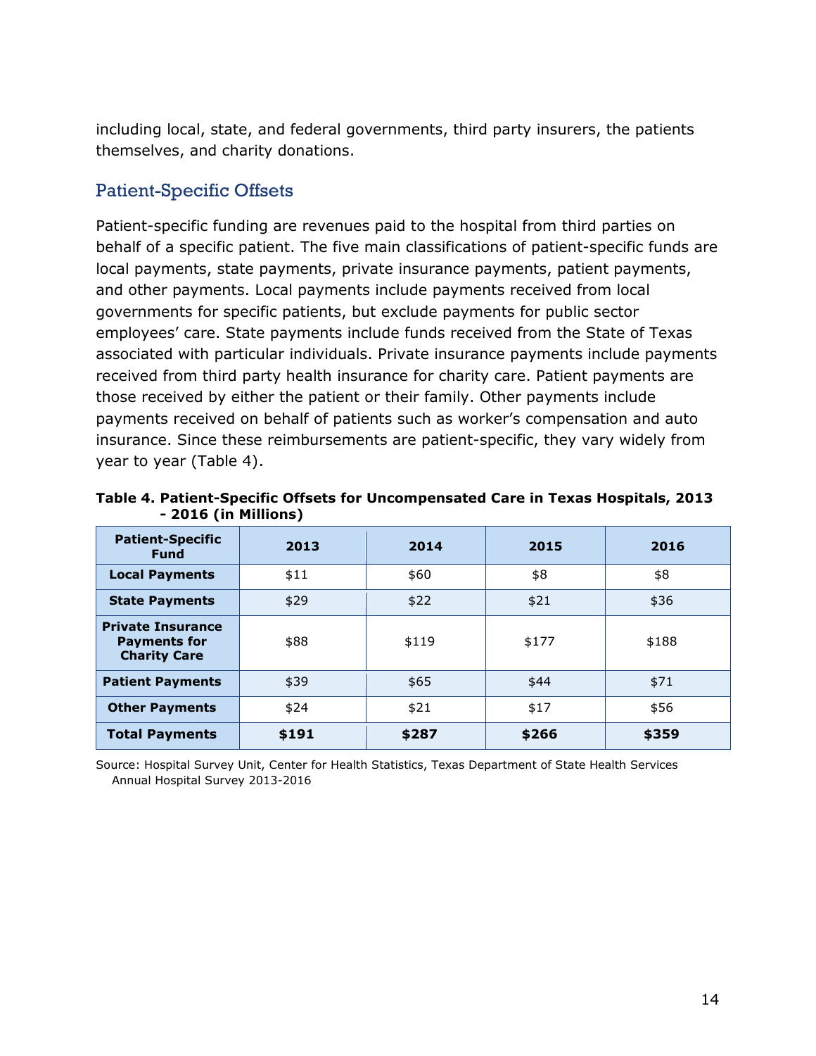including local, state, and federal governments, third party insurers, the patients themselves, and charity donations.

## Patient-Specific Offsets

Patient-specific funding are revenues paid to the hospital from third parties on behalf of a specific patient. The five main classifications of patient-specific funds are local payments, state payments, private insurance payments, patient payments, and other payments. Local payments include payments received from local governments for specific patients, but exclude payments for public sector employees' care. State payments include funds received from the State of Texas associated with particular individuals. Private insurance payments include payments received from third party health insurance for charity care. Patient payments are those received by either the patient or their family. Other payments include payments received on behalf of patients such as worker's compensation and auto insurance. Since these reimbursements are patient-specific, they vary widely from year to year (Table 4).

**Table 4. Patient-Specific Offsets for Uncompensated Care in Texas Hospitals, 2013 - 2016 (in Millions)**

| Patient-Specific Fund | 2013 | 2014 | 2015 | 2016 |
|---|---|---|---|---|
| **Local Payments** | $11 | $60 | $8 | $8 |
| **State Payments** | $29 | $22 | $21 | $36 |
| **Private Insurance Payments for Charity Care** | $88 | $119 | $177 | $188 |
| **Patient Payments** | $39 | $65 | $44 | $71 |
| **Other Payments** | $24 | $21 | $17 | $56 |
| **Total Payments** | **$191** | **$287** | **$266** | **$359** |

Source: Hospital Survey Unit, Center for Health Statistics, Texas Department of State Health Services Annual Hospital Survey 2013-2016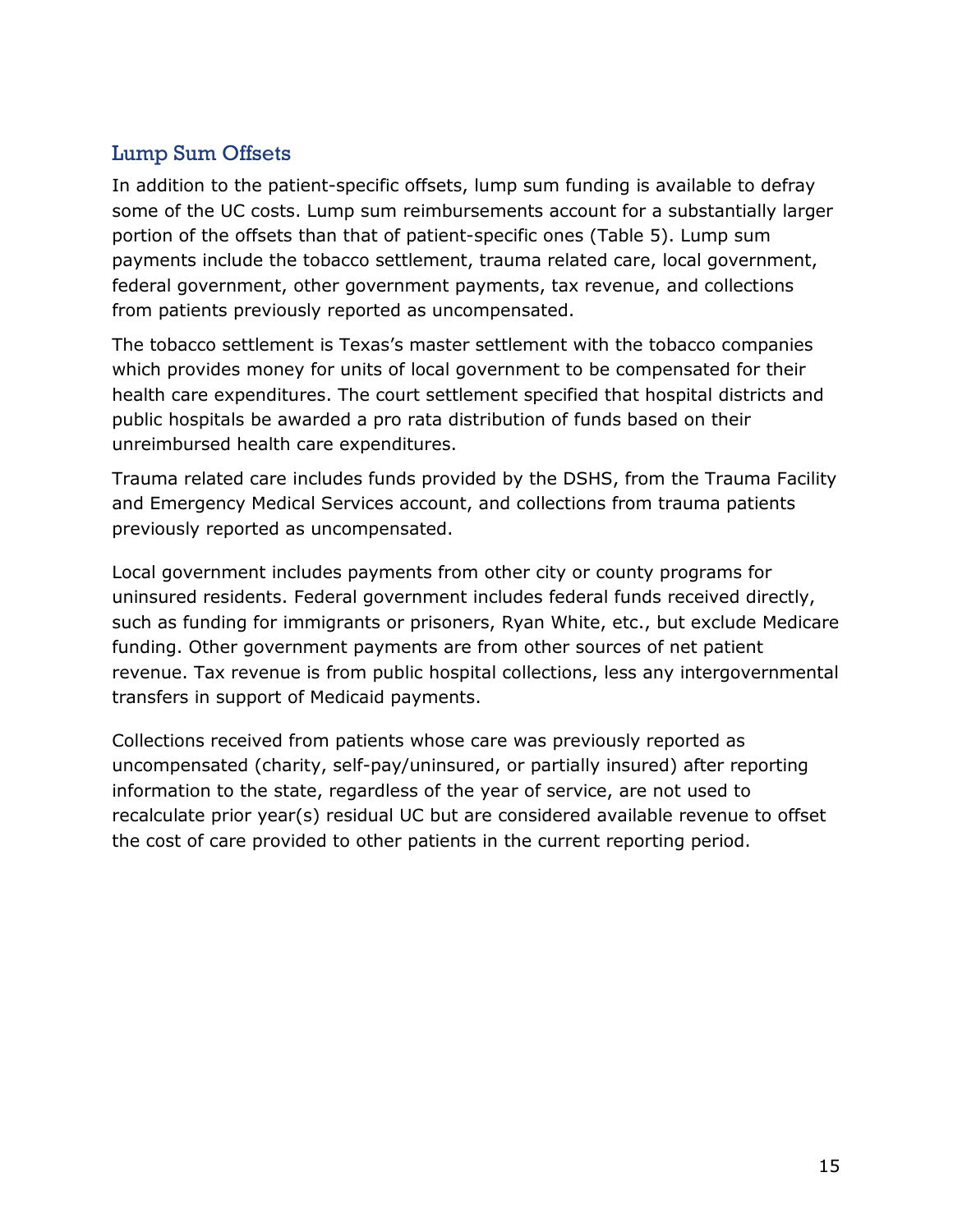## Lump Sum Offsets

In addition to the patient-specific offsets, lump sum funding is available to defray some of the UC costs. Lump sum reimbursements account for a substantially larger portion of the offsets than that of patient-specific ones (Table 5). Lump sum payments include the tobacco settlement, trauma related care, local government, federal government, other government payments, tax revenue, and collections from patients previously reported as uncompensated.

The tobacco settlement is Texas's master settlement with the tobacco companies which provides money for units of local government to be compensated for their health care expenditures. The court settlement specified that hospital districts and public hospitals be awarded a pro rata distribution of funds based on their unreimbursed health care expenditures.

Trauma related care includes funds provided by the DSHS, from the Trauma Facility and Emergency Medical Services account, and collections from trauma patients previously reported as uncompensated.

Local government includes payments from other city or county programs for uninsured residents. Federal government includes federal funds received directly, such as funding for immigrants or prisoners, Ryan White, etc., but exclude Medicare funding. Other government payments are from other sources of net patient revenue. Tax revenue is from public hospital collections, less any intergovernmental transfers in support of Medicaid payments.

Collections received from patients whose care was previously reported as uncompensated (charity, self-pay/uninsured, or partially insured) after reporting information to the state, regardless of the year of service, are not used to recalculate prior year(s) residual UC but are considered available revenue to offset the cost of care provided to other patients in the current reporting period.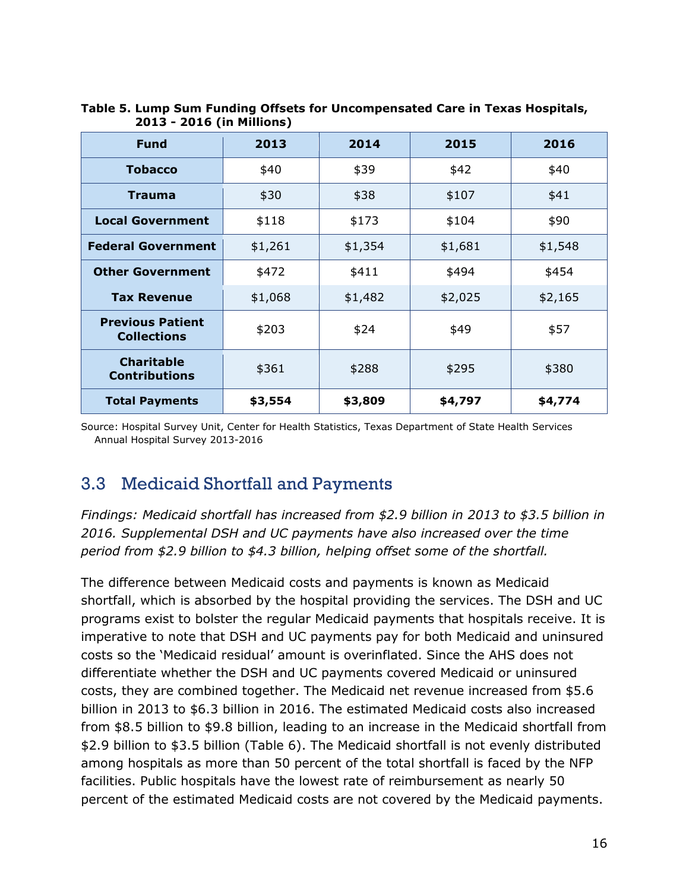**Table 5. Lump Sum Funding Offsets for Uncompensated Care in Texas Hospitals, 2013 - 2016 (in Millions)**

| Fund | 2013 | 2014 | 2015 | 2016 |
|---|---|---|---|---|
| **Tobacco** | $40 | $39 | $42 | $40 |
| **Trauma** | $30 | $38 | $107 | $41 |
| **Local Government** | $118 | $173 | $104 | $90 |
| **Federal Government** | $1,261 | $1,354 | $1,681 | $1,548 |
| **Other Government** | $472 | $411 | $494 | $454 |
| **Tax Revenue** | $1,068 | $1,482 | $2,025 | $2,165 |
| **Previous Patient Collections** | $203 | $24 | $49 | $57 |
| **Charitable Contributions** | $361 | $288 | $295 | $380 |
| **Total Payments** | **$3,554** | **$3,809** | **$4,797** | **$4,774** |

Source: Hospital Survey Unit, Center for Health Statistics, Texas Department of State Health Services Annual Hospital Survey 2013-2016

## 3.3 Medicaid Shortfall and Payments

*Findings: Medicaid shortfall has increased from $2.9 billion in 2013 to $3.5 billion in 2016. Supplemental DSH and UC payments have also increased over the time period from $2.9 billion to $4.3 billion, helping offset some of the shortfall.*

The difference between Medicaid costs and payments is known as Medicaid shortfall, which is absorbed by the hospital providing the services. The DSH and UC programs exist to bolster the regular Medicaid payments that hospitals receive. It is imperative to note that DSH and UC payments pay for both Medicaid and uninsured costs so the 'Medicaid residual' amount is overinflated. Since the AHS does not differentiate whether the DSH and UC payments covered Medicaid or uninsured costs, they are combined together. The Medicaid net revenue increased from $5.6 billion in 2013 to $6.3 billion in 2016. The estimated Medicaid costs also increased from $8.5 billion to $9.8 billion, leading to an increase in the Medicaid shortfall from $2.9 billion to $3.5 billion (Table 6). The Medicaid shortfall is not evenly distributed among hospitals as more than 50 percent of the total shortfall is faced by the NFP facilities. Public hospitals have the lowest rate of reimbursement as nearly 50 percent of the estimated Medicaid costs are not covered by the Medicaid payments.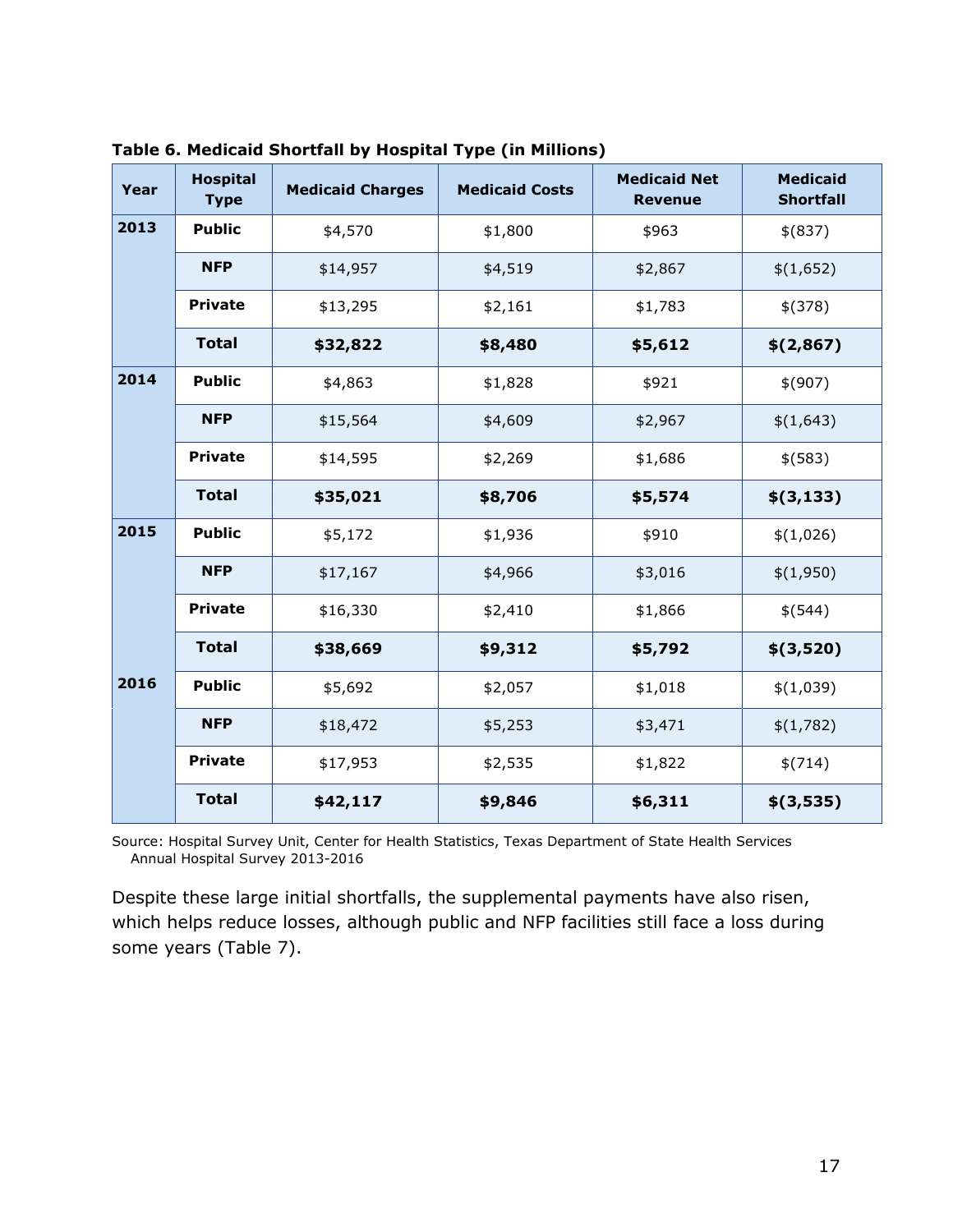**Table 6. Medicaid Shortfall by Hospital Type (in Millions)**

| Year | Hospital Type | Medicaid Charges | Medicaid Costs | Medicaid Net Revenue | Medicaid Shortfall |
|---|---|---|---|---|---|
| 2013 | Public | $4,570 | $1,800 | $963 | $(837) |
| | NFP | $14,957 | $4,519 | $2,867 | $(1,652) |
| | Private | $13,295 | $2,161 | $1,783 | $(378) |
| | **Total** | **$32,822** | **$8,480** | **$5,612** | **$(2,867)** |
| 2014 | Public | $4,863 | $1,828 | $921 | $(907) |
| | NFP | $15,564 | $4,609 | $2,967 | $(1,643) |
| | Private | $14,595 | $2,269 | $1,686 | $(583) |
| | **Total** | **$35,021** | **$8,706** | **$5,574** | **$(3,133)** |
| 2015 | Public | $5,172 | $1,936 | $910 | $(1,026) |
| | NFP | $17,167 | $4,966 | $3,016 | $(1,950) |
| | Private | $16,330 | $2,410 | $1,866 | $(544) |
| | **Total** | **$38,669** | **$9,312** | **$5,792** | **$(3,520)** |
| 2016 | Public | $5,692 | $2,057 | $1,018 | $(1,039) |
| | NFP | $18,472 | $5,253 | $3,471 | $(1,782) |
| | Private | $17,953 | $2,535 | $1,822 | $(714) |
| | **Total** | **$42,117** | **$9,846** | **$6,311** | **$(3,535)** |

Source: Hospital Survey Unit, Center for Health Statistics, Texas Department of State Health Services Annual Hospital Survey 2013-2016

Despite these large initial shortfalls, the supplemental payments have also risen, which helps reduce losses, although public and NFP facilities still face a loss during some years (Table 7).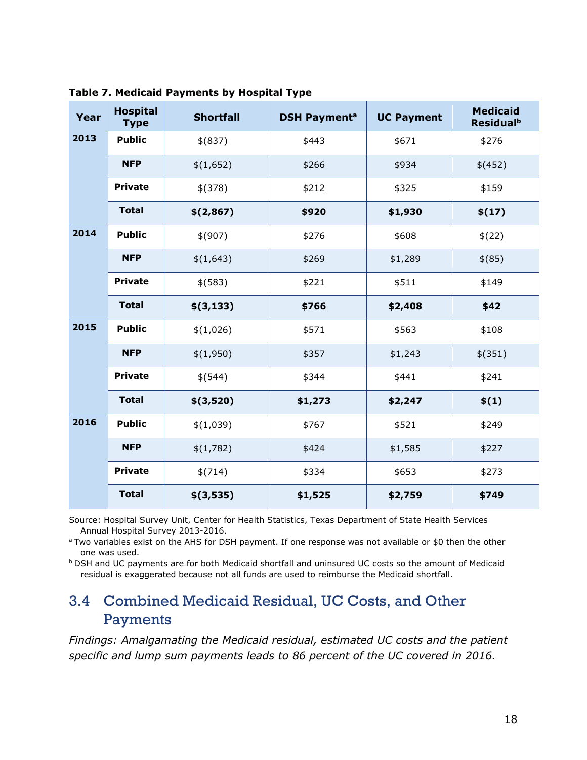**Table 7. Medicaid Payments by Hospital Type**

| Year | Hospital Type | Shortfall | DSH Payment[a] | UC Payment | Medicaid Residual[b] |
|---|---|---|---|---|---|
| 2013 | Public | $(837) | $443 | $671 | $276 |
| | NFP | $(1,652) | $266 | $934 | $(452) |
| | Private | $(378) | $212 | $325 | $159 |
| | **Total** | **$(2,867)** | **$920** | **$1,930** | **$(17)** |
| 2014 | Public | $(907) | $276 | $608 | $(22) |
| | NFP | $(1,643) | $269 | $1,289 | $(85) |
| | Private | $(583) | $221 | $511 | $149 |
| | **Total** | **$(3,133)** | **$766** | **$2,408** | **$42** |
| 2015 | Public | $(1,026) | $571 | $563 | $108 |
| | NFP | $(1,950) | $357 | $1,243 | $(351) |
| | Private | $(544) | $344 | $441 | $241 |
| | **Total** | **$(3,520)** | **$1,273** | **$2,247** | **$(1)** |
| 2016 | Public | $(1,039) | $767 | $521 | $249 |
| | NFP | $(1,782) | $424 | $1,585 | $227 |
| | Private | $(714) | $334 | $653 | $273 |
| | **Total** | **$(3,535)** | **$1,525** | **$2,759** | **$749** |

Source: Hospital Survey Unit, Center for Health Statistics, Texas Department of State Health Services Annual Hospital Survey 2013-2016.

[a] Two variables exist on the AHS for DSH payment. If one response was not available or $0 then the other one was used.

[b] DSH and UC payments are for both Medicaid shortfall and uninsured UC costs so the amount of Medicaid residual is exaggerated because not all funds are used to reimburse the Medicaid shortfall.

## 3.4 Combined Medicaid Residual, UC Costs, and Other Payments

*Findings: Amalgamating the Medicaid residual, estimated UC costs and the patient specific and lump sum payments leads to 86 percent of the UC covered in 2016.*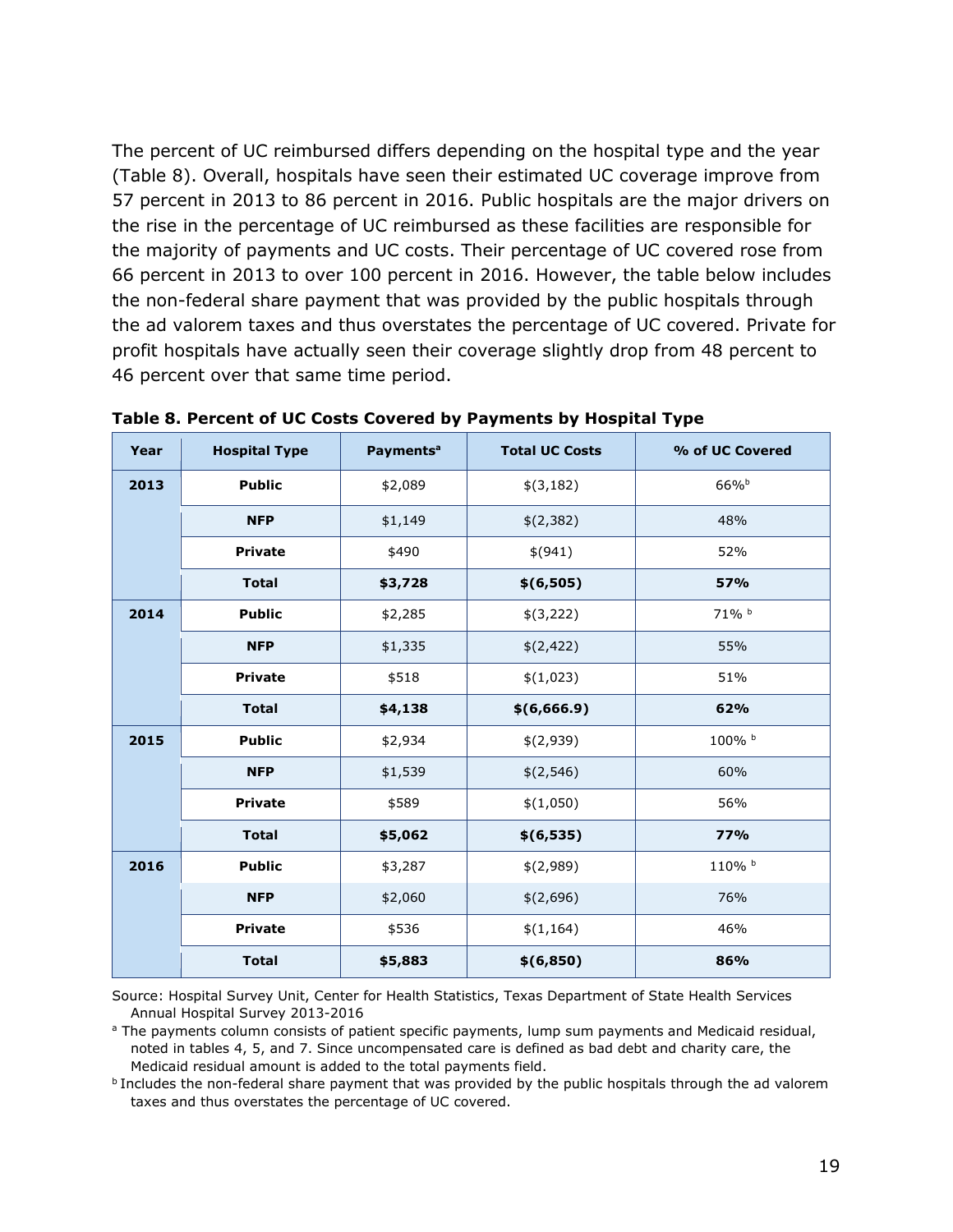The percent of UC reimbursed differs depending on the hospital type and the year (Table 8). Overall, hospitals have seen their estimated UC coverage improve from 57 percent in 2013 to 86 percent in 2016. Public hospitals are the major drivers on the rise in the percentage of UC reimbursed as these facilities are responsible for the majority of payments and UC costs. Their percentage of UC covered rose from 66 percent in 2013 to over 100 percent in 2016. However, the table below includes the non-federal share payment that was provided by the public hospitals through the ad valorem taxes and thus overstates the percentage of UC covered. Private for profit hospitals have actually seen their coverage slightly drop from 48 percent to 46 percent over that same time period.

**Table 8. Percent of UC Costs Covered by Payments by Hospital Type**

| Year | Hospital Type | Payments[a] | Total UC Costs | % of UC Covered |
|---|---|---|---|---|
| **2013** | **Public** | $2,089 | $(3,182) | 66%[b] |
| | **NFP** | $1,149 | $(2,382) | 48% |
| | **Private** | $490 | $(941) | 52% |
| | **Total** | **$3,728** | **$(6,505)** | **57%** |
| **2014** | **Public** | $2,285 | $(3,222) | 71% [b] |
| | **NFP** | $1,335 | $(2,422) | 55% |
| | **Private** | $518 | $(1,023) | 51% |
| | **Total** | **$4,138** | **$(6,666.9)** | **62%** |
| **2015** | **Public** | $2,934 | $(2,939) | 100% [b] |
| | **NFP** | $1,539 | $(2,546) | 60% |
| | **Private** | $589 | $(1,050) | 56% |
| | **Total** | **$5,062** | **$(6,535)** | **77%** |
| **2016** | **Public** | $3,287 | $(2,989) | 110% [b] |
| | **NFP** | $2,060 | $(2,696) | 76% |
| | **Private** | $536 | $(1,164) | 46% |
| | **Total** | **$5,883** | **$(6,850)** | **86%** |

Source: Hospital Survey Unit, Center for Health Statistics, Texas Department of State Health Services Annual Hospital Survey 2013-2016

[a] The payments column consists of patient specific payments, lump sum payments and Medicaid residual, noted in tables 4, 5, and 7. Since uncompensated care is defined as bad debt and charity care, the Medicaid residual amount is added to the total payments field.

[b] Includes the non-federal share payment that was provided by the public hospitals through the ad valorem taxes and thus overstates the percentage of UC covered.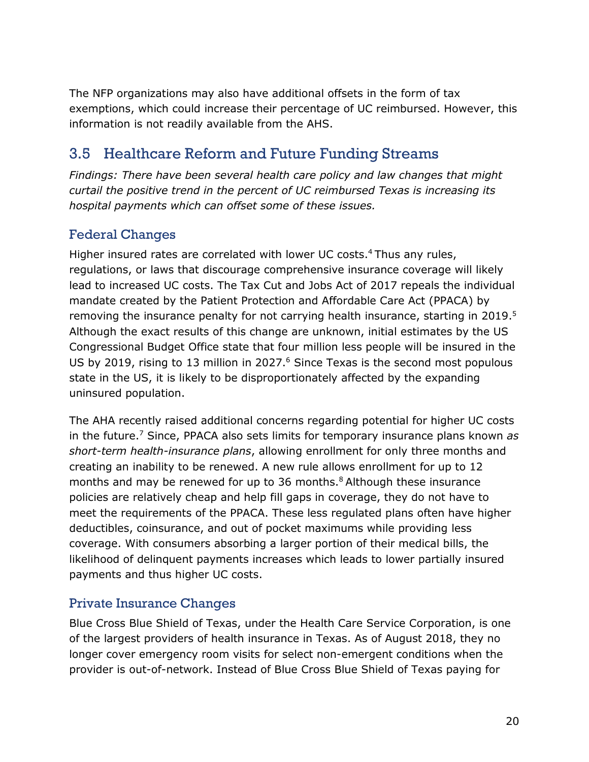The NFP organizations may also have additional offsets in the form of tax exemptions, which could increase their percentage of UC reimbursed. However, this information is not readily available from the AHS.

## 3.5 Healthcare Reform and Future Funding Streams

*Findings: There have been several health care policy and law changes that might curtail the positive trend in the percent of UC reimbursed Texas is increasing its hospital payments which can offset some of these issues.*

### Federal Changes

Higher insured rates are correlated with lower UC costs.[4] Thus any rules, regulations, or laws that discourage comprehensive insurance coverage will likely lead to increased UC costs. The Tax Cut and Jobs Act of 2017 repeals the individual mandate created by the Patient Protection and Affordable Care Act (PPACA) by removing the insurance penalty for not carrying health insurance, starting in 2019.[5] Although the exact results of this change are unknown, initial estimates by the US Congressional Budget Office state that four million less people will be insured in the US by 2019, rising to 13 million in 2027.[6] Since Texas is the second most populous state in the US, it is likely to be disproportionately affected by the expanding uninsured population.

The AHA recently raised additional concerns regarding potential for higher UC costs in the future.[7] Since, PPACA also sets limits for temporary insurance plans known *as short-term health-insurance plans*, allowing enrollment for only three months and creating an inability to be renewed. A new rule allows enrollment for up to 12 months and may be renewed for up to 36 months.[8] Although these insurance policies are relatively cheap and help fill gaps in coverage, they do not have to meet the requirements of the PPACA. These less regulated plans often have higher deductibles, coinsurance, and out of pocket maximums while providing less coverage. With consumers absorbing a larger portion of their medical bills, the likelihood of delinquent payments increases which leads to lower partially insured payments and thus higher UC costs.

### Private Insurance Changes

Blue Cross Blue Shield of Texas, under the Health Care Service Corporation, is one of the largest providers of health insurance in Texas. As of August 2018, they no longer cover emergency room visits for select non-emergent conditions when the provider is out-of-network. Instead of Blue Cross Blue Shield of Texas paying for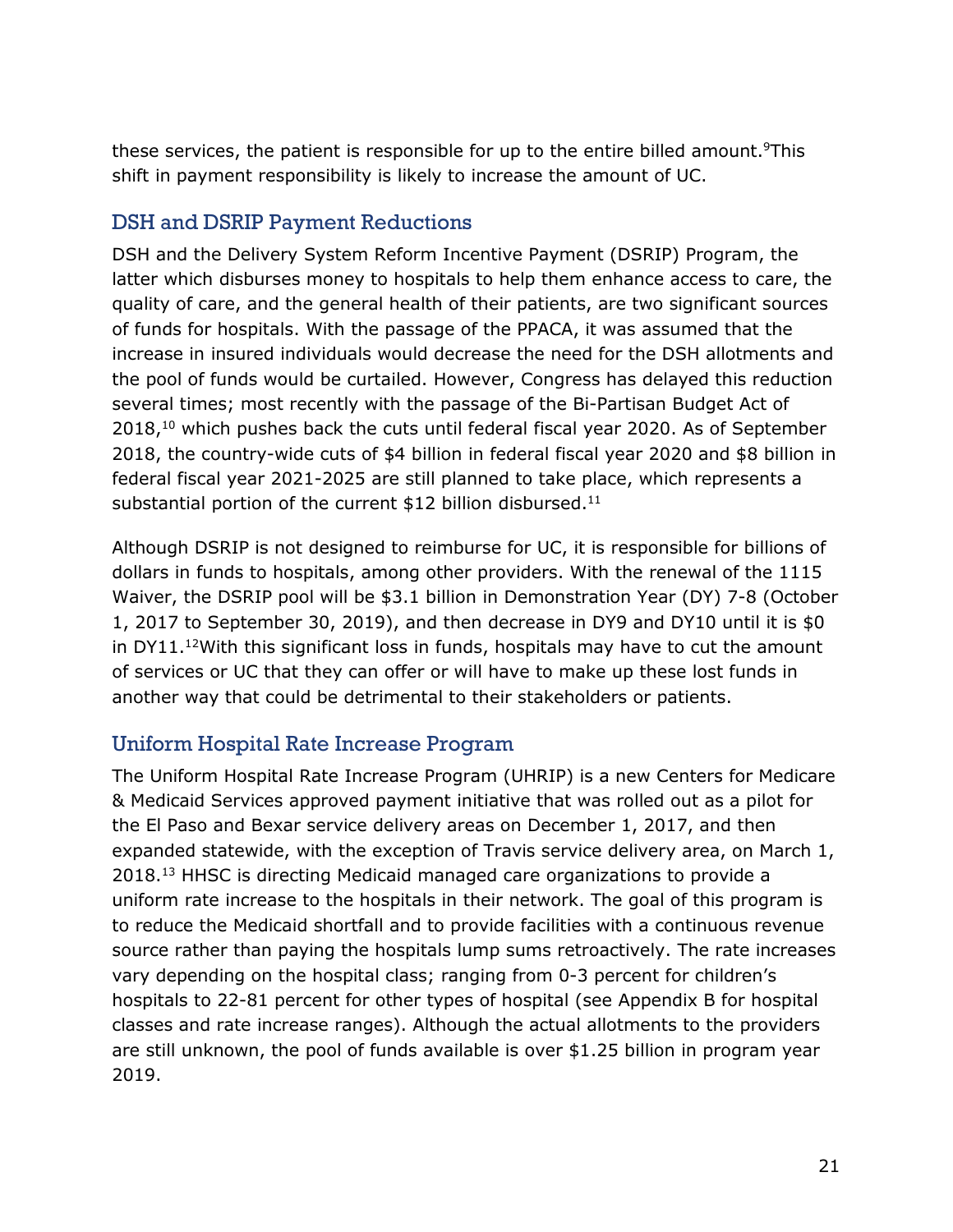these services, the patient is responsible for up to the entire billed amount.[9] This shift in payment responsibility is likely to increase the amount of UC.

## DSH and DSRIP Payment Reductions

DSH and the Delivery System Reform Incentive Payment (DSRIP) Program, the latter which disburses money to hospitals to help them enhance access to care, the quality of care, and the general health of their patients, are two significant sources of funds for hospitals. With the passage of the PPACA, it was assumed that the increase in insured individuals would decrease the need for the DSH allotments and the pool of funds would be curtailed. However, Congress has delayed this reduction several times; most recently with the passage of the Bi-Partisan Budget Act of 2018,[10] which pushes back the cuts until federal fiscal year 2020. As of September 2018, the country-wide cuts of $4 billion in federal fiscal year 2020 and $8 billion in federal fiscal year 2021-2025 are still planned to take place, which represents a substantial portion of the current $12 billion disbursed.[11]

Although DSRIP is not designed to reimburse for UC, it is responsible for billions of dollars in funds to hospitals, among other providers. With the renewal of the 1115 Waiver, the DSRIP pool will be $3.1 billion in Demonstration Year (DY) 7-8 (October 1, 2017 to September 30, 2019), and then decrease in DY9 and DY10 until it is $0 in DY11.[12] With this significant loss in funds, hospitals may have to cut the amount of services or UC that they can offer or will have to make up these lost funds in another way that could be detrimental to their stakeholders or patients.

## Uniform Hospital Rate Increase Program

The Uniform Hospital Rate Increase Program (UHRIP) is a new Centers for Medicare & Medicaid Services approved payment initiative that was rolled out as a pilot for the El Paso and Bexar service delivery areas on December 1, 2017, and then expanded statewide, with the exception of Travis service delivery area, on March 1, 2018.[13] HHSC is directing Medicaid managed care organizations to provide a uniform rate increase to the hospitals in their network. The goal of this program is to reduce the Medicaid shortfall and to provide facilities with a continuous revenue source rather than paying the hospitals lump sums retroactively. The rate increases vary depending on the hospital class; ranging from 0-3 percent for children's hospitals to 22-81 percent for other types of hospital (see Appendix B for hospital classes and rate increase ranges). Although the actual allotments to the providers are still unknown, the pool of funds available is over $1.25 billion in program year 2019.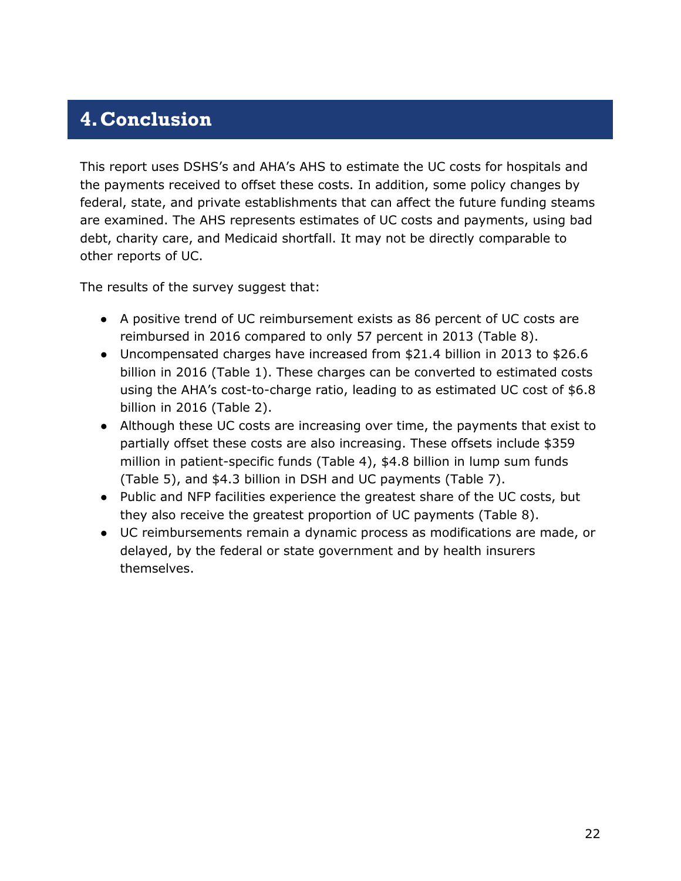# 4. Conclusion

This report uses DSHS's and AHA's AHS to estimate the UC costs for hospitals and the payments received to offset these costs. In addition, some policy changes by federal, state, and private establishments that can affect the future funding steams are examined. The AHS represents estimates of UC costs and payments, using bad debt, charity care, and Medicaid shortfall. It may not be directly comparable to other reports of UC.

The results of the survey suggest that:

- A positive trend of UC reimbursement exists as 86 percent of UC costs are reimbursed in 2016 compared to only 57 percent in 2013 (Table 8).
- Uncompensated charges have increased from $21.4 billion in 2013 to $26.6 billion in 2016 (Table 1). These charges can be converted to estimated costs using the AHA's cost-to-charge ratio, leading to as estimated UC cost of $6.8 billion in 2016 (Table 2).
- Although these UC costs are increasing over time, the payments that exist to partially offset these costs are also increasing. These offsets include $359 million in patient-specific funds (Table 4), $4.8 billion in lump sum funds (Table 5), and $4.3 billion in DSH and UC payments (Table 7).
- Public and NFP facilities experience the greatest share of the UC costs, but they also receive the greatest proportion of UC payments (Table 8).
- UC reimbursements remain a dynamic process as modifications are made, or delayed, by the federal or state government and by health insurers themselves.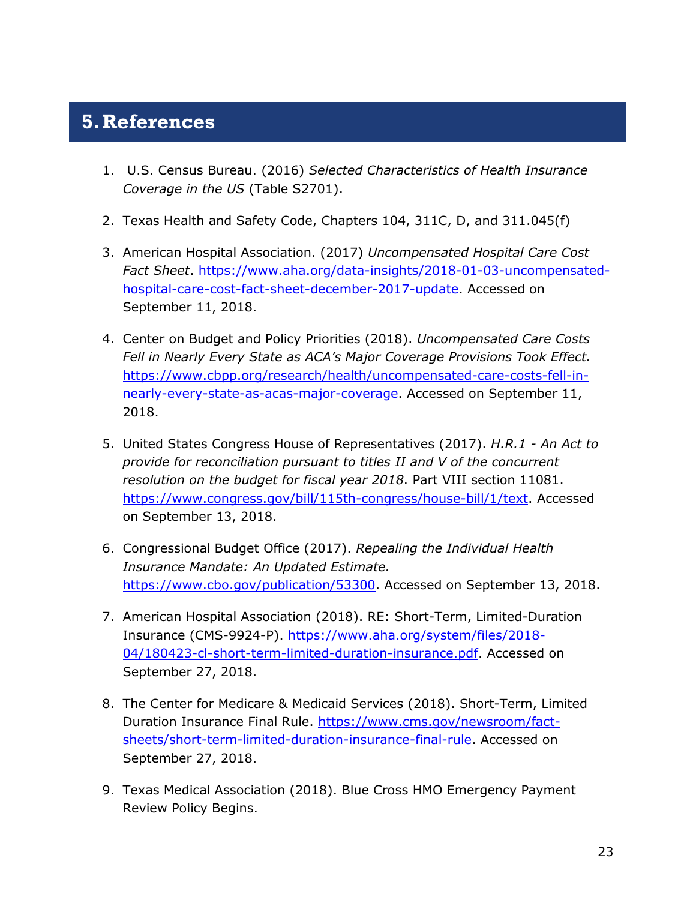# 5. References

1. U.S. Census Bureau. (2016) *Selected Characteristics of Health Insurance Coverage in the US* (Table S2701).

2. Texas Health and Safety Code, Chapters 104, 311C, D, and 311.045(f)

3. American Hospital Association. (2017) *Uncompensated Hospital Care Cost Fact Sheet*. https://www.aha.org/data-insights/2018-01-03-uncompensated-hospital-care-cost-fact-sheet-december-2017-update. Accessed on September 11, 2018.

4. Center on Budget and Policy Priorities (2018). *Uncompensated Care Costs Fell in Nearly Every State as ACA's Major Coverage Provisions Took Effect.* https://www.cbpp.org/research/health/uncompensated-care-costs-fell-in-nearly-every-state-as-acas-major-coverage. Accessed on September 11, 2018.

5. United States Congress House of Representatives (2017). *H.R.1 - An Act to provide for reconciliation pursuant to titles II and V of the concurrent resolution on the budget for fiscal year 2018*. Part VIII section 11081. https://www.congress.gov/bill/115th-congress/house-bill/1/text. Accessed on September 13, 2018.

6. Congressional Budget Office (2017). *Repealing the Individual Health Insurance Mandate: An Updated Estimate.* https://www.cbo.gov/publication/53300. Accessed on September 13, 2018.

7. American Hospital Association (2018). RE: Short-Term, Limited-Duration Insurance (CMS-9924-P). https://www.aha.org/system/files/2018-04/180423-cl-short-term-limited-duration-insurance.pdf. Accessed on September 27, 2018.

8. The Center for Medicare & Medicaid Services (2018). Short-Term, Limited Duration Insurance Final Rule. https://www.cms.gov/newsroom/fact-sheets/short-term-limited-duration-insurance-final-rule. Accessed on September 27, 2018.

9. Texas Medical Association (2018). Blue Cross HMO Emergency Payment Review Policy Begins.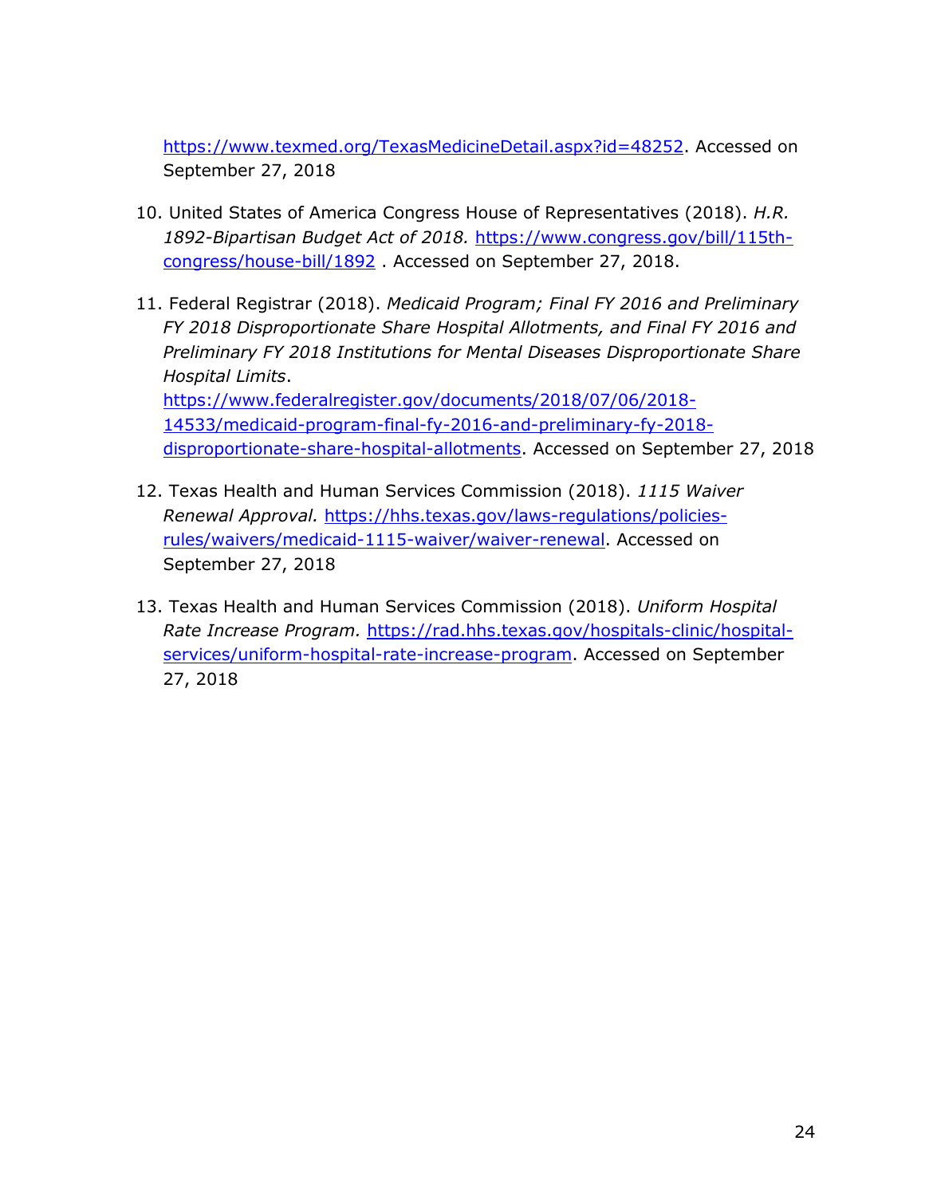https://www.texmed.org/TexasMedicineDetail.aspx?id=48252. Accessed on September 27, 2018

10. United States of America Congress House of Representatives (2018). *H.R. 1892-Bipartisan Budget Act of 2018.* https://www.congress.gov/bill/115th-congress/house-bill/1892 . Accessed on September 27, 2018.

11. Federal Registrar (2018). *Medicaid Program; Final FY 2016 and Preliminary FY 2018 Disproportionate Share Hospital Allotments, and Final FY 2016 and Preliminary FY 2018 Institutions for Mental Diseases Disproportionate Share Hospital Limits*. https://www.federalregister.gov/documents/2018/07/06/2018-14533/medicaid-program-final-fy-2016-and-preliminary-fy-2018-disproportionate-share-hospital-allotments. Accessed on September 27, 2018

12. Texas Health and Human Services Commission (2018). *1115 Waiver Renewal Approval.* https://hhs.texas.gov/laws-regulations/policies-rules/waivers/medicaid-1115-waiver/waiver-renewal. Accessed on September 27, 2018

13. Texas Health and Human Services Commission (2018). *Uniform Hospital Rate Increase Program.* https://rad.hhs.texas.gov/hospitals-clinic/hospital-services/uniform-hospital-rate-increase-program. Accessed on September 27, 2018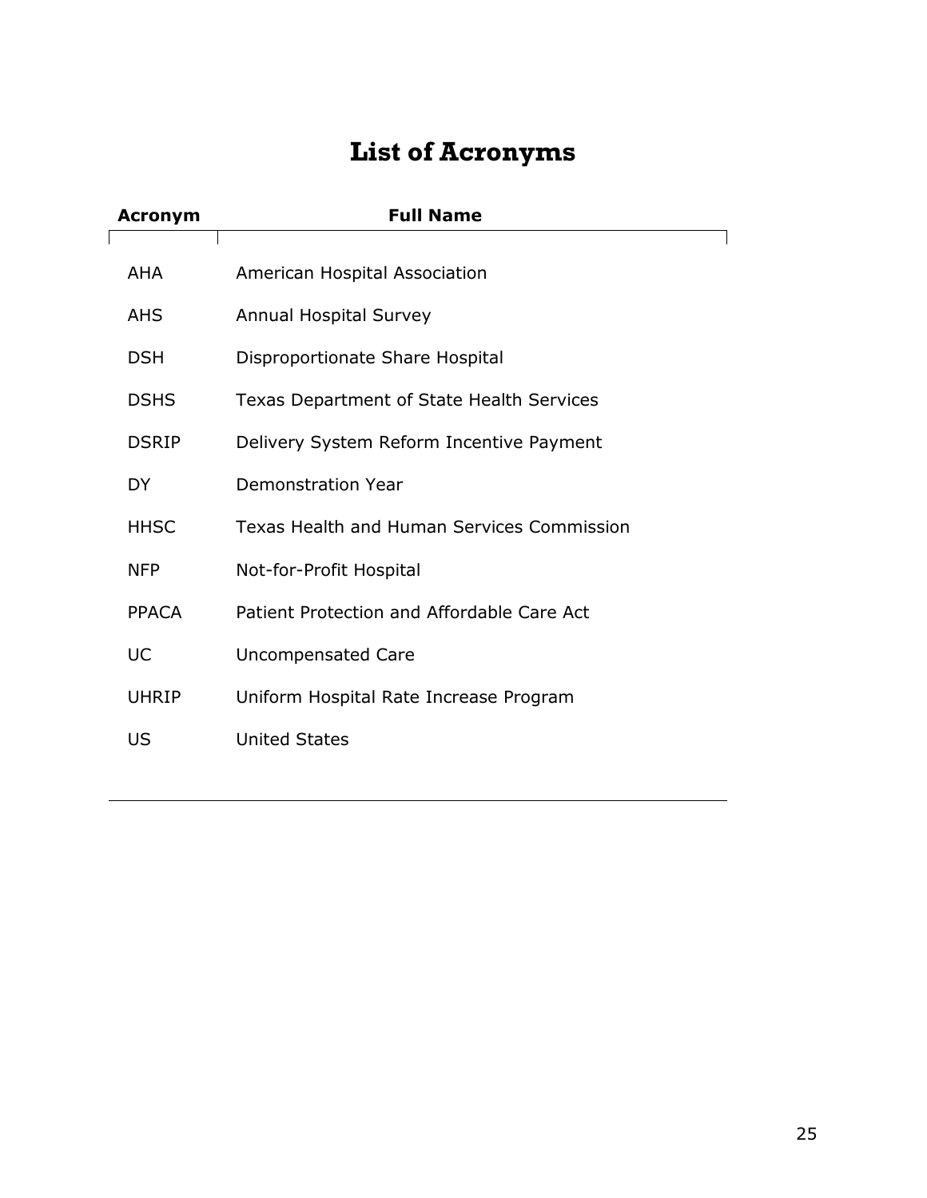# List of Acronyms

| Acronym | Full Name |
|---|---|
| AHA | American Hospital Association |
| AHS | Annual Hospital Survey |
| DSH | Disproportionate Share Hospital |
| DSHS | Texas Department of State Health Services |
| DSRIP | Delivery System Reform Incentive Payment |
| DY | Demonstration Year |
| HHSC | Texas Health and Human Services Commission |
| NFP | Not-for-Profit Hospital |
| PPACA | Patient Protection and Affordable Care Act |
| UC | Uncompensated Care |
| UHRIP | Uniform Hospital Rate Increase Program |
| US | United States |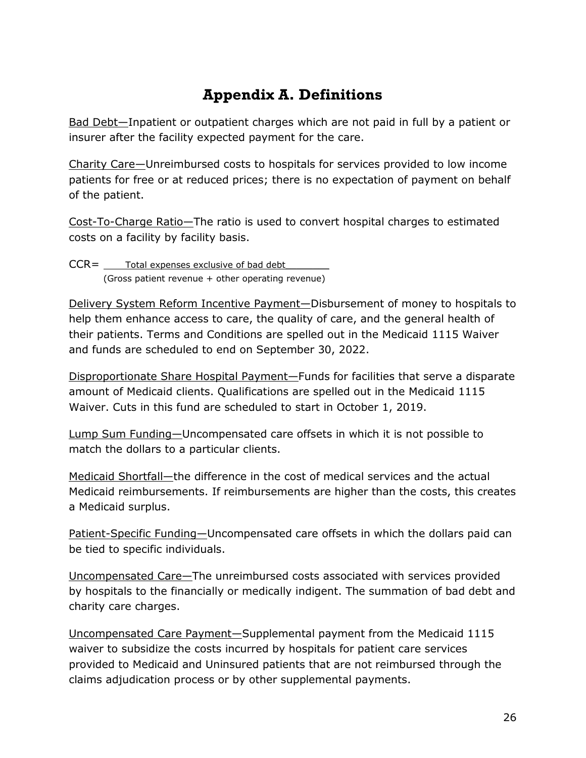# Appendix A. Definitions

<u>Bad Debt—</u>Inpatient or outpatient charges which are not paid in full by a patient or insurer after the facility expected payment for the care.

<u>Charity Care—</u>Unreimbursed costs to hospitals for services provided to low income patients for free or at reduced prices; there is no expectation of payment on behalf of the patient.

<u>Cost-To-Charge Ratio—</u>The ratio is used to convert hospital charges to estimated costs on a facility by facility basis.

$$CCR = \frac{\text{Total expenses exclusive of bad debt}}{\text{(Gross patient revenue + other operating revenue)}}$$

<u>Delivery System Reform Incentive Payment—</u>Disbursement of money to hospitals to help them enhance access to care, the quality of care, and the general health of their patients. Terms and Conditions are spelled out in the Medicaid 1115 Waiver and funds are scheduled to end on September 30, 2022.

<u>Disproportionate Share Hospital Payment—</u>Funds for facilities that serve a disparate amount of Medicaid clients. Qualifications are spelled out in the Medicaid 1115 Waiver. Cuts in this fund are scheduled to start in October 1, 2019.

<u>Lump Sum Funding—</u>Uncompensated care offsets in which it is not possible to match the dollars to a particular clients.

<u>Medicaid Shortfall—</u>the difference in the cost of medical services and the actual Medicaid reimbursements. If reimbursements are higher than the costs, this creates a Medicaid surplus.

<u>Patient-Specific Funding—</u>Uncompensated care offsets in which the dollars paid can be tied to specific individuals.

<u>Uncompensated Care—</u>The unreimbursed costs associated with services provided by hospitals to the financially or medically indigent. The summation of bad debt and charity care charges.

<u>Uncompensated Care Payment—</u>Supplemental payment from the Medicaid 1115 waiver to subsidize the costs incurred by hospitals for patient care services provided to Medicaid and Uninsured patients that are not reimbursed through the claims adjudication process or by other supplemental payments.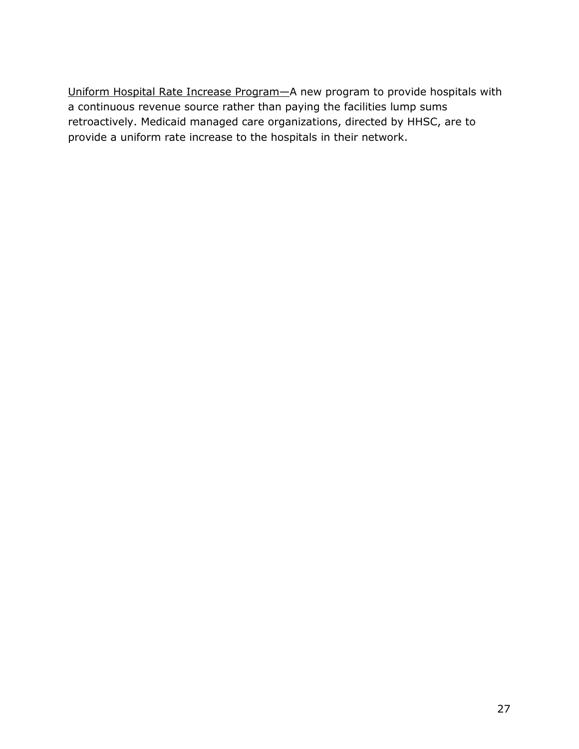<u>Uniform Hospital Rate Increase Program</u>—A new program to provide hospitals with a continuous revenue source rather than paying the facilities lump sums retroactively. Medicaid managed care organizations, directed by HHSC, are to provide a uniform rate increase to the hospitals in their network.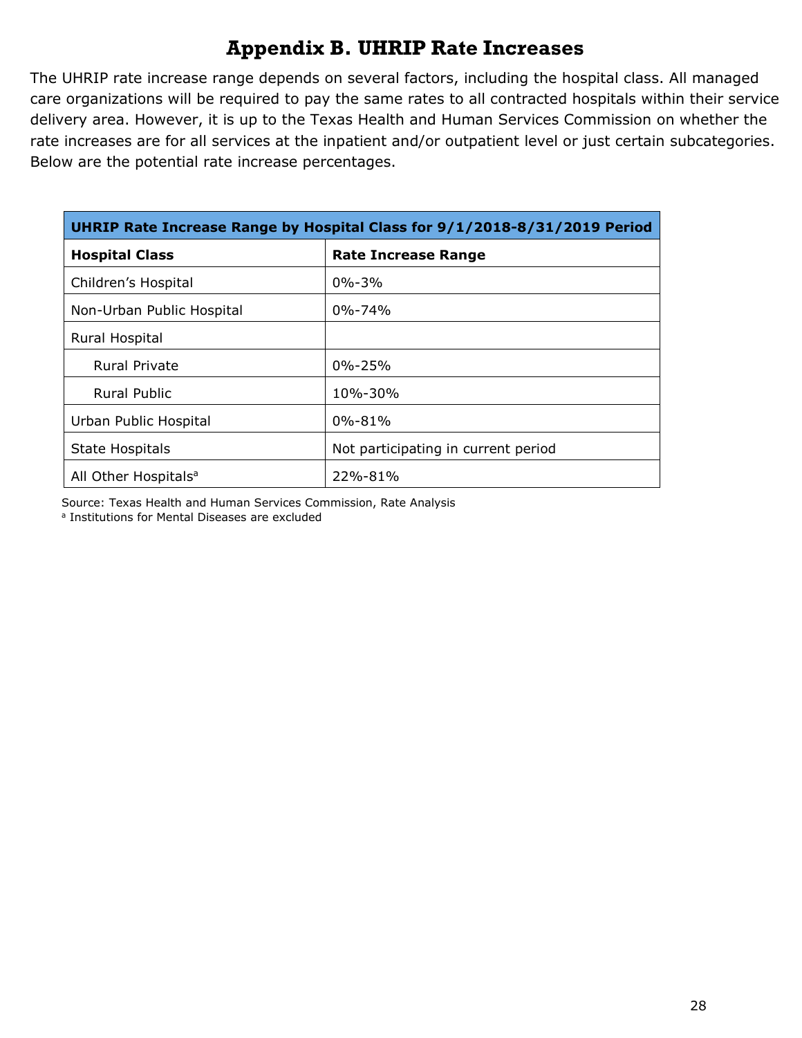# Appendix B. UHRIP Rate Increases

The UHRIP rate increase range depends on several factors, including the hospital class. All managed care organizations will be required to pay the same rates to all contracted hospitals within their service delivery area. However, it is up to the Texas Health and Human Services Commission on whether the rate increases are for all services at the inpatient and/or outpatient level or just certain subcategories. Below are the potential rate increase percentages.

| UHRIP Rate Increase Range by Hospital Class for 9/1/2018-8/31/2019 Period | |
|---|---|
| **Hospital Class** | **Rate Increase Range** |
| Children's Hospital | 0%-3% |
| Non-Urban Public Hospital | 0%-74% |
| Rural Hospital | |
| Rural Private | 0%-25% |
| Rural Public | 10%-30% |
| Urban Public Hospital | 0%-81% |
| State Hospitals | Not participating in current period |
| All Other Hospitals[a] | 22%-81% |

Source: Texas Health and Human Services Commission, Rate Analysis

[a] Institutions for Mental Diseases are excluded